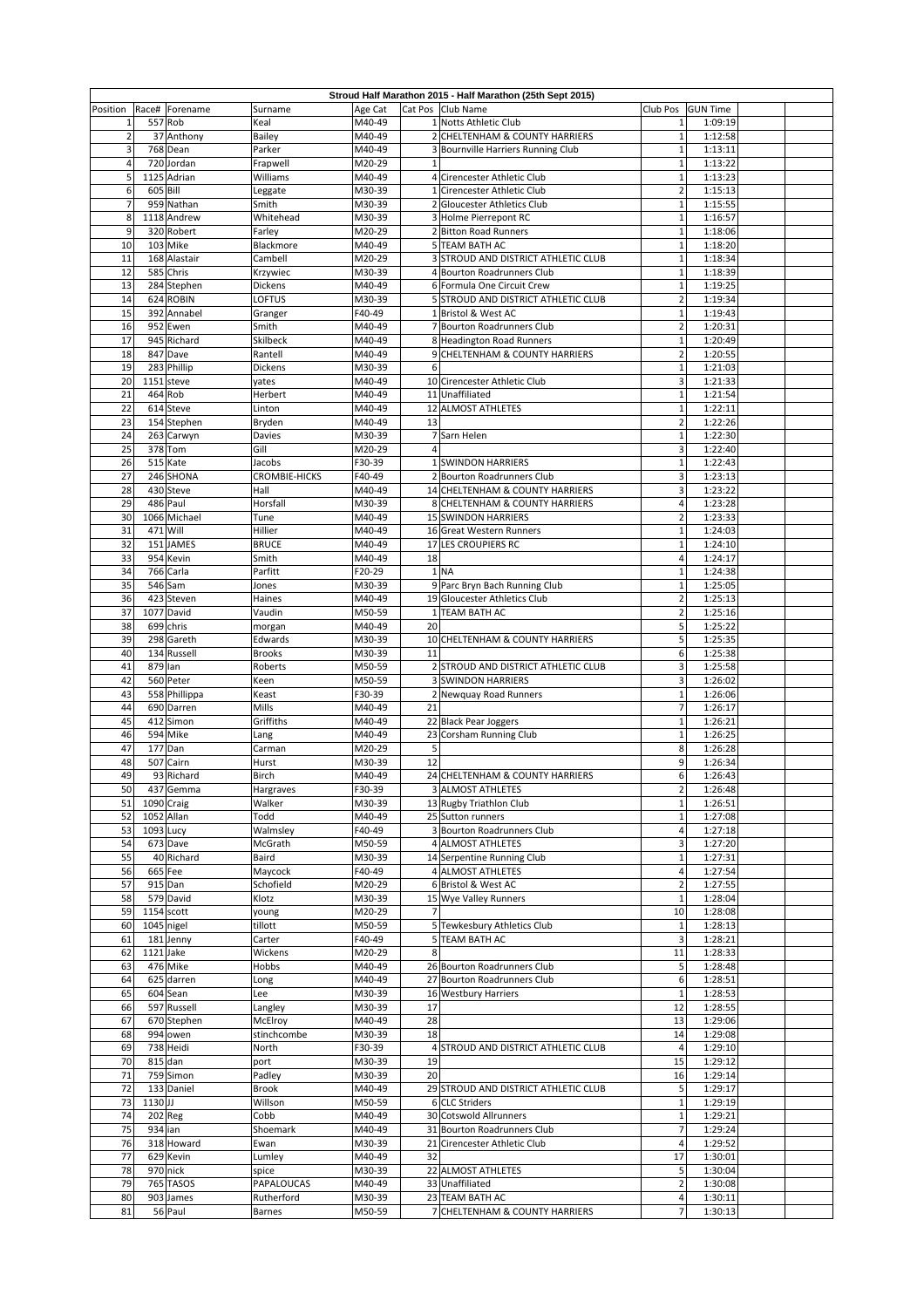# Stroud Half Marathon 2015 - Half Marathon (25th Sept 2015)

| Position | Race# | Forename | Surname | Age Cat | Cat Pos | Club Name | Club Pos | GUN Time |
|---|---|---|---|---|---|---|---|---|
| 1 | 557 | Rob | Keal | M40-49 | 1 | Notts Athletic Club | 1 | 1:09:19 |
| 2 | 37 | Anthony | Bailey | M40-49 | 2 | CHELTENHAM & COUNTY HARRIERS | 1 | 1:12:58 |
| 3 | 768 | Dean | Parker | M40-49 | 3 | Bournville Harriers Running Club | 1 | 1:13:11 |
| 4 | 720 | Jordan | Frapwell | M20-29 | 1 | | 1 | 1:13:22 |
| 5 | 1125 | Adrian | Williams | M40-49 | 4 | Cirencester Athletic Club | 1 | 1:13:23 |
| 6 | 605 | Bill | Leggate | M30-39 | 1 | Cirencester Athletic Club | 2 | 1:15:13 |
| 7 | 959 | Nathan | Smith | M30-39 | 2 | Gloucester Athletics Club | 1 | 1:15:55 |
| 8 | 1118 | Andrew | Whitehead | M30-39 | 3 | Holme Pierrepont RC | 1 | 1:16:57 |
| 9 | 320 | Robert | Farley | M20-29 | 2 | Bitton Road Runners | 1 | 1:18:06 |
| 10 | 103 | Mike | Blackmore | M40-49 | 5 | TEAM BATH AC | 1 | 1:18:20 |
| 11 | 168 | Alastair | Cambell | M20-29 | 3 | STROUD AND DISTRICT ATHLETIC CLUB | 1 | 1:18:34 |
| 12 | 585 | Chris | Krzywiec | M30-39 | 4 | Bourton Roadrunners Club | 1 | 1:18:39 |
| 13 | 284 | Stephen | Dickens | M40-49 | 6 | Formula One Circuit Crew | 1 | 1:19:25 |
| 14 | 624 | ROBIN | LOFTUS | M30-39 | 5 | STROUD AND DISTRICT ATHLETIC CLUB | 2 | 1:19:34 |
| 15 | 392 | Annabel | Granger | F40-49 | 1 | Bristol & West AC | 1 | 1:19:43 |
| 16 | 952 | Ewen | Smith | M40-49 | 7 | Bourton Roadrunners Club | 2 | 1:20:31 |
| 17 | 945 | Richard | Skilbeck | M40-49 | 8 | Headington Road Runners | 1 | 1:20:49 |
| 18 | 847 | Dave | Rantell | M40-49 | 9 | CHELTENHAM & COUNTY HARRIERS | 2 | 1:20:55 |
| 19 | 283 | Phillip | Dickens | M30-39 | 6 | | 1 | 1:21:03 |
| 20 | 1151 | steve | yates | M40-49 | 10 | Cirencester Athletic Club | 3 | 1:21:33 |
| 21 | 464 | Rob | Herbert | M40-49 | 11 | Unaffiliated | 1 | 1:21:54 |
| 22 | 614 | Steve | Linton | M40-49 | 12 | ALMOST ATHLETES | 1 | 1:22:11 |
| 23 | 154 | Stephen | Bryden | M40-49 | 13 | | 2 | 1:22:26 |
| 24 | 263 | Carwyn | Davies | M30-39 | 7 | Sarn Helen | 1 | 1:22:30 |
| 25 | 378 | Tom | Gill | M20-29 | 4 | | 3 | 1:22:40 |
| 26 | 515 | Kate | Jacobs | F30-39 | 1 | SWINDON HARRIERS | 1 | 1:22:43 |
| 27 | 246 | SHONA | CROMBIE-HICKS | F40-49 | 2 | Bourton Roadrunners Club | 3 | 1:23:13 |
| 28 | 430 | Steve | Hall | M40-49 | 14 | CHELTENHAM & COUNTY HARRIERS | 3 | 1:23:22 |
| 29 | 486 | Paul | Horsfall | M30-39 | 8 | CHELTENHAM & COUNTY HARRIERS | 4 | 1:23:28 |
| 30 | 1066 | Michael | Tune | M40-49 | 15 | SWINDON HARRIERS | 2 | 1:23:33 |
| 31 | 471 | Will | Hillier | M40-49 | 16 | Great Western Runners | 1 | 1:24:03 |
| 32 | 151 | JAMES | BRUCE | M40-49 | 17 | LES CROUPIERS RC | 1 | 1:24:10 |
| 33 | 954 | Kevin | Smith | M40-49 | 18 | | 4 | 1:24:17 |
| 34 | 766 | Carla | Parfitt | F20-29 | 1 | NA | 1 | 1:24:38 |
| 35 | 546 | Sam | Jones | M30-39 | 9 | Parc Bryn Bach Running Club | 1 | 1:25:05 |
| 36 | 423 | Steven | Haines | M40-49 | 19 | Gloucester Athletics Club | 2 | 1:25:13 |
| 37 | 1077 | David | Vaudin | M50-59 | 1 | TEAM BATH AC | 2 | 1:25:16 |
| 38 | 699 | chris | morgan | M40-49 | 20 | | 5 | 1:25:22 |
| 39 | 298 | Gareth | Edwards | M30-39 | 10 | CHELTENHAM & COUNTY HARRIERS | 5 | 1:25:35 |
| 40 | 134 | Russell | Brooks | M30-39 | 11 | | 6 | 1:25:38 |
| 41 | 879 | Ian | Roberts | M50-59 | 2 | STROUD AND DISTRICT ATHLETIC CLUB | 3 | 1:25:58 |
| 42 | 560 | Peter | Keen | M50-59 | 3 | SWINDON HARRIERS | 3 | 1:26:02 |
| 43 | 558 | Phillippa | Keast | F30-39 | 2 | Newquay Road Runners | 1 | 1:26:06 |
| 44 | 690 | Darren | Mills | M40-49 | 21 | | 7 | 1:26:17 |
| 45 | 412 | Simon | Griffiths | M40-49 | 22 | Black Pear Joggers | 1 | 1:26:21 |
| 46 | 594 | Mike | Lang | M40-49 | 23 | Corsham Running Club | 1 | 1:26:25 |
| 47 | 177 | Dan | Carman | M20-29 | 5 | | 8 | 1:26:28 |
| 48 | 507 | Cairn | Hurst | M30-39 | 12 | | 9 | 1:26:34 |
| 49 | 93 | Richard | Birch | M40-49 | 24 | CHELTENHAM & COUNTY HARRIERS | 6 | 1:26:43 |
| 50 | 437 | Gemma | Hargraves | F30-39 | 3 | ALMOST ATHLETES | 2 | 1:26:48 |
| 51 | 1090 | Craig | Walker | M30-39 | 13 | Rugby Triathlon Club | 1 | 1:26:51 |
| 52 | 1052 | Allan | Todd | M40-49 | 25 | Sutton runners | 1 | 1:27:08 |
| 53 | 1093 | Lucy | Walmsley | F40-49 | 3 | Bourton Roadrunners Club | 4 | 1:27:18 |
| 54 | 673 | Dave | McGrath | M50-59 | 4 | ALMOST ATHLETES | 3 | 1:27:20 |
| 55 | 40 | Richard | Baird | M30-39 | 14 | Serpentine Running Club | 1 | 1:27:31 |
| 56 | 665 | Fee | Maycock | F40-49 | 4 | ALMOST ATHLETES | 4 | 1:27:54 |
| 57 | 915 | Dan | Schofield | M20-29 | 6 | Bristol & West AC | 2 | 1:27:55 |
| 58 | 579 | David | Klotz | M30-39 | 15 | Wye Valley Runners | 1 | 1:28:04 |
| 59 | 1154 | scott | young | M20-29 | 7 | | 10 | 1:28:08 |
| 60 | 1045 | nigel | tillott | M50-59 | 5 | Tewkesbury Athletics Club | 1 | 1:28:13 |
| 61 | 181 | Jenny | Carter | F40-49 | 5 | TEAM BATH AC | 3 | 1:28:21 |
| 62 | 1121 | Jake | Wickens | M20-29 | 8 | | 11 | 1:28:33 |
| 63 | 476 | Mike | Hobbs | M40-49 | 26 | Bourton Roadrunners Club | 5 | 1:28:48 |
| 64 | 625 | darren | Long | M40-49 | 27 | Bourton Roadrunners Club | 6 | 1:28:51 |
| 65 | 604 | Sean | Lee | M30-39 | 16 | Westbury Harriers | 1 | 1:28:53 |
| 66 | 597 | Russell | Langley | M30-39 | 17 | | 12 | 1:28:55 |
| 67 | 670 | Stephen | McElroy | M40-49 | 28 | | 13 | 1:29:06 |
| 68 | 994 | owen | stinchcombe | M30-39 | 18 | | 14 | 1:29:08 |
| 69 | 738 | Heidi | North | F30-39 | 4 | STROUD AND DISTRICT ATHLETIC CLUB | 4 | 1:29:10 |
| 70 | 815 | dan | port | M30-39 | 19 | | 15 | 1:29:12 |
| 71 | 759 | Simon | Padley | M30-39 | 20 | | 16 | 1:29:14 |
| 72 | 133 | Daniel | Brook | M40-49 | 29 | STROUD AND DISTRICT ATHLETIC CLUB | 5 | 1:29:17 |
| 73 | 1130 | JJ | Willson | M50-59 | 6 | CLC Striders | 1 | 1:29:19 |
| 74 | 202 | Reg | Cobb | M40-49 | 30 | Cotswold Allrunners | 1 | 1:29:21 |
| 75 | 934 | ian | Shoemark | M40-49 | 31 | Bourton Roadrunners Club | 7 | 1:29:24 |
| 76 | 318 | Howard | Ewan | M30-39 | 21 | Cirencester Athletic Club | 4 | 1:29:52 |
| 77 | 629 | Kevin | Lumley | M40-49 | 32 | | 17 | 1:30:01 |
| 78 | 970 | nick | spice | M30-39 | 22 | ALMOST ATHLETES | 5 | 1:30:04 |
| 79 | 765 | TASOS | PAPALOUCAS | M40-49 | 33 | Unaffiliated | 2 | 1:30:08 |
| 80 | 903 | James | Rutherford | M30-39 | 23 | TEAM BATH AC | 4 | 1:30:11 |
| 81 | 56 | Paul | Barnes | M50-59 | 7 | CHELTENHAM & COUNTY HARRIERS | 7 | 1:30:13 |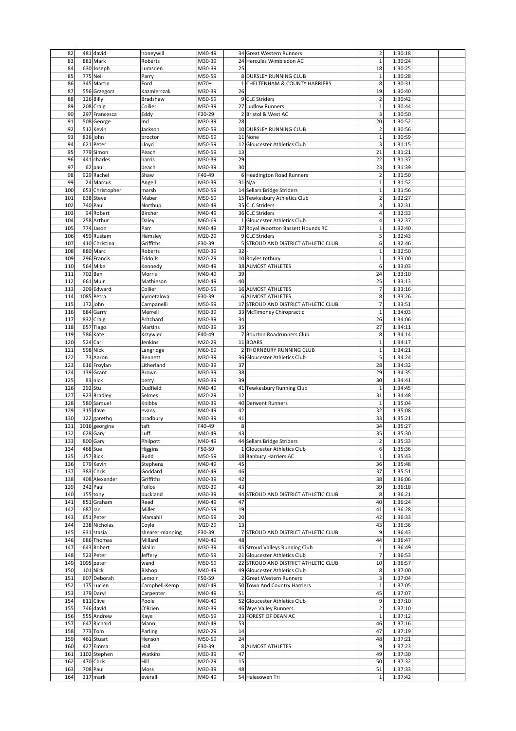| 82 | 481 | david | honeywill | M40-49 | 34 | Great Western Runners | 2 | 1:30:18 | |
|---|---|---|---|---|---|---|---|---|---|
| 83 | 881 | Mark | Roberts | M30-39 | 24 | Hercules Wimbledon AC | 1 | 1:30:24 | |
| 84 | 630 | Joseph | Lumsden | M30-39 | 25 | | 18 | 1:30:25 | |
| 85 | 775 | Neil | Parry | M50-59 | 8 | DURSLEY RUNNING CLUB | 1 | 1:30:28 | |
| 86 | 345 | Martin | Ford | M70+ | 1 | CHELTENHAM & COUNTY HARRIERS | 8 | 1:30:31 | |
| 87 | 556 | Grzegorz | Kazmierczak | M30-39 | 26 | | 19 | 1:30:40 | |
| 88 | 126 | Billy | Bradshaw | M50-59 | 9 | CLC Striders | 2 | 1:30:42 | |
| 89 | 208 | Craig | Collier | M30-39 | 27 | Ludlow Runners | 1 | 1:30:44 | |
| 90 | 297 | Francesca | Eddy | F20-29 | 2 | Bristol & West AC | 3 | 1:30:50 | |
| 91 | 508 | George | Ind | M30-39 | 28 | | 20 | 1:30:52 | |
| 92 | 512 | Kevin | Jackson | M50-59 | 10 | DURSLEY RUNNING CLUB | 2 | 1:30:56 | |
| 93 | 836 | john | proctor | M50-59 | 11 | None | 1 | 1:30:59 | |
| 94 | 621 | Peter | Lloyd | M50-59 | 12 | Gloucester Athletics Club | 3 | 1:31:15 | |
| 95 | 779 | Simon | Peach | M50-59 | 13 | | 21 | 1:31:21 | |
| 96 | 441 | charles | harris | M30-39 | 29 | | 22 | 1:31:37 | |
| 97 | 62 | paul | beach | M30-39 | 30 | | 23 | 1:31:39 | |
| 98 | 929 | Rachel | Shaw | F40-49 | 6 | Headington Road Runners | 2 | 1:31:50 | |
| 99 | 24 | Marcus | Angell | M30-39 | 31 | N/a | 1 | 1:31:52 | |
| 100 | 653 | Christopher | marsh | M50-59 | 14 | Sellars Bridge Striders | 1 | 1:31:56 | |
| 101 | 638 | Steve | Maber | M50-59 | 15 | Tewkesbury Athletics Club | 2 | 1:32:27 | |
| 102 | 740 | Paul | Northup | M40-49 | 35 | CLC Striders | 3 | 1:32:31 | |
| 103 | 94 | Robert | Bircher | M40-49 | 36 | CLC Striders | 4 | 1:32:33 | |
| 104 | 258 | Arthur | Daley | M60-69 | 1 | Gloucester Athletics Club | 4 | 1:32:37 | |
| 105 | 774 | Jason | Parr | M40-49 | 37 | Royal Wootton Bassett Hounds RC | 1 | 1:32:40 | |
| 106 | 459 | Rustam | Hemsley | M20-29 | 9 | CLC Striders | 5 | 1:32:43 | |
| 107 | 410 | Christina | Griffiths | F30-39 | 5 | STROUD AND DISTRICT ATHLETIC CLUB | 6 | 1:32:46 | |
| 108 | 880 | Marc | Roberts | M30-39 | 32 | - | 1 | 1:32:50 | |
| 109 | 296 | Francis | Eddolls | M20-29 | 10 | Royles tetbury | 1 | 1:33:00 | |
| 110 | 564 | Mike | Kennedy | M40-49 | 38 | ALMOST ATHLETES | 6 | 1:33:03 | |
| 111 | 702 | Ben | Morris | M40-49 | 39 | | 24 | 1:33:10 | |
| 112 | 661 | Muir | Mathieson | M40-49 | 40 | | 25 | 1:33:13 | |
| 113 | 209 | Edward | Collier | M50-59 | 16 | ALMOST ATHLETES | 7 | 1:33:16 | |
| 114 | 1085 | Petra | Vymetalova | F30-39 | 6 | ALMOST ATHLETES | 8 | 1:33:26 | |
| 115 | 172 | john | Campanelli | M50-59 | 17 | STROUD AND DISTRICT ATHLETIC CLUB | 7 | 1:33:51 | |
| 116 | 684 | Garry | Merrell | M30-39 | 33 | McTimoney Chiropractic | 1 | 1:34:03 | |
| 117 | 832 | Craig | Pritchard | M30-39 | 34 | | 26 | 1:34:06 | |
| 118 | 657 | Tiago | Martins | M30-39 | 35 | | 27 | 1:34:11 | |
| 119 | 586 | Kate | Krzywiec | F40-49 | 7 | Bourton Roadrunners Club | 8 | 1:34:14 | |
| 120 | 524 | Carl | Jenkins | M20-29 | 11 | BOARS | 1 | 1:34:17 | |
| 121 | 598 | NIck | Langridge | M60-69 | 2 | THORNBURY RUNNING CLUB | 1 | 1:34:21 | |
| 122 | 73 | Aaron | Bennett | M30-39 | 36 | Gloucester Athletics Club | 5 | 1:34:24 | |
| 123 | 616 | Froylan | Litherland | M30-39 | 37 | | 28 | 1:34:32 | |
| 124 | 139 | Grant | Brown | M30-39 | 38 | | 29 | 1:34:35 | |
| 125 | 83 | nick | berry | M30-39 | 39 | | 30 | 1:34:41 | |
| 126 | 292 | Stu | Dudfield | M40-49 | 41 | Tewkesbury Running Club | 1 | 1:34:45 | |
| 127 | 923 | Bradley | Selmes | M20-29 | 12 | | 31 | 1:34:48 | |
| 128 | 580 | Samuel | Knibbs | M30-39 | 40 | Derwent Runners | 1 | 1:35:04 | |
| 129 | 315 | dave | evans | M40-49 | 42 | | 32 | 1:35:08 | |
| 130 | 122 | garethq | bradbury | M30-39 | 41 | | 33 | 1:35:21 | |
| 131 | 1016 | georgina | taft | F40-49 | 8 | | 34 | 1:35:27 | |
| 132 | 628 | Gary | Luff | M40-49 | 43 | | 35 | 1:35:30 | |
| 133 | 800 | Gary | Philpott | M40-49 | 44 | Sellars Bridge Striders | 2 | 1:35:33 | |
| 134 | 468 | Sue | Higgins | F50-59 | 1 | Gloucester Athletics Club | 6 | 1:35:36 | |
| 135 | 157 | Rick | Budd | M50-59 | 18 | Banbury Harriers AC | 1 | 1:35:43 | |
| 136 | 979 | Kevin | Stephens | M40-49 | 45 | | 36 | 1:35:48 | |
| 137 | 383 | Chris | Goddard | M40-49 | 46 | | 37 | 1:35:51 | |
| 138 | 408 | Alexander | Griffiths | M30-39 | 42 | | 38 | 1:36:06 | |
| 139 | 342 | Paul | Follos | M30-39 | 43 | | 39 | 1:36:18 | |
| 140 | 155 | tony | buckland | M30-39 | 44 | STROUD AND DISTRICT ATHLETIC CLUB | 8 | 1:36:21 | |
| 141 | 851 | Graham | Reed | M40-49 | 47 | | 40 | 1:36:24 | |
| 142 | 687 | Ian | Miller | M50-59 | 19 | | 41 | 1:36:28 | |
| 143 | 651 | Peter | Marsahll | M50-59 | 20 | | 42 | 1:36:33 | |
| 144 | 238 | Nicholas | Coyle | M20-29 | 13 | | 43 | 1:36:36 | |
| 145 | 931 | stasia | shearer-manning | F30-39 | 7 | STROUD AND DISTRICT ATHLETIC CLUB | 9 | 1:36:43 | |
| 146 | 686 | Thomas | Millard | M40-49 | 48 | | 44 | 1:36:47 | |
| 147 | 643 | Robert | Malin | M30-39 | 45 | Stroud Valleys Running Club | 1 | 1:36:49 | |
| 148 | 523 | Peter | Jeffery | M50-59 | 21 | Gloucester Athletics Club | 7 | 1:36:53 | |
| 149 | 1095 | peter | wand | M50-59 | 22 | STROUD AND DISTRICT ATHLETIC CLUB | 10 | 1:36:57 | |
| 150 | 101 | Nick | Bishop | M40-49 | 49 | Gloucester Athletics Club | 8 | 1:37:00 | |
| 151 | 607 | Deborah | Lemoir | F50-59 | 2 | Great Western Runners | 3 | 1:37:04 | |
| 152 | 175 | Lucien | Campbell-Kemp | M40-49 | 50 | Town And Country Harriers | 1 | 1:37:05 | |
| 153 | 179 | Daryl | Carpenter | M40-49 | 51 | | 45 | 1:37:07 | |
| 154 | 811 | Clive | Poole | M40-49 | 52 | Gloucester Athletics Club | 9 | 1:37:10 | |
| 155 | 746 | david | O'Brien | M30-39 | 46 | Wye Valley Runners | 2 | 1:37:10 | |
| 156 | 555 | Andrew | Kaye | M50-59 | 23 | FOREST OF DEAN AC | 1 | 1:37:12 | |
| 157 | 647 | Richard | Mann | M40-49 | 53 | | 46 | 1:37:16 | |
| 158 | 773 | Tom | Parling | M20-29 | 14 | | 47 | 1:37:19 | |
| 159 | 461 | Stuart | Henson | M50-59 | 24 | | 48 | 1:37:21 | |
| 160 | 427 | Emma | Hall | F30-39 | 8 | ALMOST ATHLETES | 9 | 1:37:23 | |
| 161 | 1102 | Stephen | Watkins | M30-39 | 47 | | 49 | 1:37:30 | |
| 162 | 470 | Chris | Hill | M20-29 | 15 | | 50 | 1:37:32 | |
| 163 | 708 | Paul | Moss | M30-39 | 48 | | 51 | 1:37:33 | |
| 164 | 317 | mark | everall | M40-49 | 54 | Halesowen Tri | 1 | 1:37:42 | |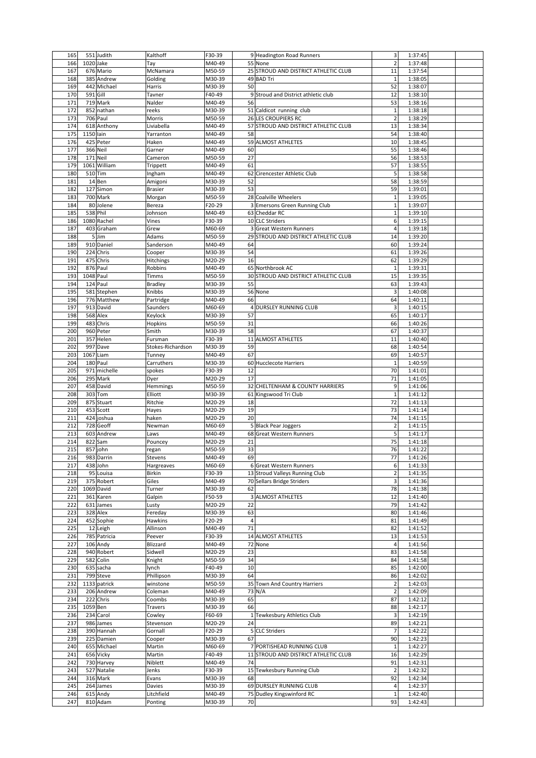| | | | | | | | | | |
|---|---|---|---|---|---|---|---|---|---|
| 165 | 551 | Judith | Kalthoff | F30-39 | 9 | Headington Road Runners | 3 | 1:37:45 | |
| 166 | 1020 | Jake | Tay | M40-49 | 55 | None | 2 | 1:37:48 | |
| 167 | 676 | Mario | McNamara | M50-59 | 25 | STROUD AND DISTRICT ATHLETIC CLUB | 11 | 1:37:54 | |
| 168 | 385 | Andrew | Golding | M30-39 | 49 | BAD Tri | 1 | 1:38:05 | |
| 169 | 442 | Michael | Harris | M30-39 | 50 | | 52 | 1:38:07 | |
| 170 | 591 | Gill | Tavner | F40-49 | 9 | Stroud and District athletic club | 12 | 1:38:10 | |
| 171 | 719 | Mark | Nalder | M40-49 | 56 | | 53 | 1:38:16 | |
| 172 | 852 | nathan | reeks | M30-39 | 51 | Caldicot running club | 1 | 1:38:18 | |
| 173 | 706 | Paul | Morris | M50-59 | 26 | LES CROUPIERS RC | 2 | 1:38:29 | |
| 174 | 618 | Anthony | Liviabella | M40-49 | 57 | STROUD AND DISTRICT ATHLETIC CLUB | 13 | 1:38:34 | |
| 175 | 1150 | Iain | Yarranton | M40-49 | 58 | | 54 | 1:38:40 | |
| 176 | 425 | Peter | Haken | M40-49 | 59 | ALMOST ATHLETES | 10 | 1:38:45 | |
| 177 | 366 | Neil | Garner | M40-49 | 60 | | 55 | 1:38:46 | |
| 178 | 171 | Neil | Cameron | M50-59 | 27 | | 56 | 1:38:53 | |
| 179 | 1061 | William | Trippett | M40-49 | 61 | | 57 | 1:38:55 | |
| 180 | 510 | Tim | Ingham | M40-49 | 62 | Cirencester Athletic Club | 5 | 1:38:58 | |
| 181 | 14 | Ben | Amigoni | M30-39 | 52 | | 58 | 1:38:59 | |
| 182 | 127 | Simon | Brasier | M30-39 | 53 | | 59 | 1:39:01 | |
| 183 | 700 | Mark | Morgan | M50-59 | 28 | Coalville Wheelers | 1 | 1:39:05 | |
| 184 | 80 | Jolene | Bereza | F20-29 | 3 | Emersons Green Running Club | 1 | 1:39:07 | |
| 185 | 538 | Phil | Johnson | M40-49 | 63 | Cheddar RC | 1 | 1:39:10 | |
| 186 | 1080 | Rachel | Vines | F30-39 | 10 | CLC Striders | 6 | 1:39:15 | |
| 187 | 403 | Graham | Grew | M60-69 | 3 | Great Western Runners | 4 | 1:39:18 | |
| 188 | 5 | Jim | Adams | M50-59 | 29 | STROUD AND DISTRICT ATHLETIC CLUB | 14 | 1:39:20 | |
| 189 | 910 | Daniel | Sanderson | M40-49 | 64 | | 60 | 1:39:24 | |
| 190 | 224 | Chris | Cooper | M30-39 | 54 | | 61 | 1:39:26 | |
| 191 | 475 | Chris | Hitchings | M20-29 | 16 | | 62 | 1:39:29 | |
| 192 | 876 | Paul | Robbins | M40-49 | 65 | Northbrook AC | 1 | 1:39:31 | |
| 193 | 1048 | Paul | Timms | M50-59 | 30 | STROUD AND DISTRICT ATHLETIC CLUB | 15 | 1:39:35 | |
| 194 | 124 | Paul | Bradley | M30-39 | 55 | | 63 | 1:39:43 | |
| 195 | 581 | Stephen | Knibbs | M30-39 | 56 | None | 3 | 1:40:08 | |
| 196 | 776 | Matthew | Partridge | M40-49 | 66 | | 64 | 1:40:11 | |
| 197 | 913 | David | Saunders | M60-69 | 4 | DURSLEY RUNNING CLUB | 3 | 1:40:15 | |
| 198 | 568 | Alex | Keylock | M30-39 | 57 | | 65 | 1:40:17 | |
| 199 | 483 | Chris | Hopkins | M50-59 | 31 | | 66 | 1:40:26 | |
| 200 | 960 | Peter | Smith | M30-39 | 58 | | 67 | 1:40:37 | |
| 201 | 357 | Helen | Fursman | F30-39 | 11 | ALMOST ATHLETES | 11 | 1:40:40 | |
| 202 | 997 | Dave | Stokes-Richardson | M30-39 | 59 | | 68 | 1:40:54 | |
| 203 | 1067 | Liam | Tunney | M40-49 | 67 | | 69 | 1:40:57 | |
| 204 | 180 | Paul | Carruthers | M30-39 | 60 | Hucclecote Harriers | 1 | 1:40:59 | |
| 205 | 971 | michelle | spokes | F30-39 | 12 | | 70 | 1:41:01 | |
| 206 | 295 | Mark | Dyer | M20-29 | 17 | | 71 | 1:41:05 | |
| 207 | 458 | David | Hemmings | M50-59 | 32 | CHELTENHAM & COUNTY HARRIERS | 9 | 1:41:06 | |
| 208 | 303 | Tom | Elliott | M30-39 | 61 | Kingswood Tri Club | 1 | 1:41:12 | |
| 209 | 875 | Stuart | Ritchie | M20-29 | 18 | | 72 | 1:41:13 | |
| 210 | 453 | Scott | Hayes | M20-29 | 19 | | 73 | 1:41:14 | |
| 211 | 424 | Joshua | haken | M20-29 | 20 | | 74 | 1:41:15 | |
| 212 | 728 | Geoff | Newman | M60-69 | 5 | Black Pear Joggers | 2 | 1:41:15 | |
| 213 | 603 | Andrew | Laws | M40-49 | 68 | Great Western Runners | 5 | 1:41:17 | |
| 214 | 822 | Sam | Pouncey | M20-29 | 21 | | 75 | 1:41:18 | |
| 215 | 857 | john | regan | M50-59 | 33 | | 76 | 1:41:22 | |
| 216 | 983 | Darrin | Stevens | M40-49 | 69 | | 77 | 1:41:26 | |
| 217 | 438 | John | Hargreaves | M60-69 | 6 | Great Western Runners | 6 | 1:41:33 | |
| 218 | 95 | Louisa | Birkin | F30-39 | 13 | Stroud Valleys Running Club | 2 | 1:41:35 | |
| 219 | 375 | Robert | Giles | M40-49 | 70 | Sellars Bridge Striders | 3 | 1:41:36 | |
| 220 | 1069 | David | Turner | M30-39 | 62 | | 78 | 1:41:38 | |
| 221 | 361 | Karen | Galpin | F50-59 | 3 | ALMOST ATHLETES | 12 | 1:41:40 | |
| 222 | 631 | James | Lusty | M20-29 | 22 | | 79 | 1:41:42 | |
| 223 | 328 | Alex | Fereday | M30-39 | 63 | | 80 | 1:41:46 | |
| 224 | 452 | Sophie | Hawkins | F20-29 | 4 | | 81 | 1:41:49 | |
| 225 | 12 | Leigh | Allinson | M40-49 | 71 | | 82 | 1:41:52 | |
| 226 | 785 | Patricia | Peever | F30-39 | 14 | ALMOST ATHLETES | 13 | 1:41:53 | |
| 227 | 106 | Andy | Blizzard | M40-49 | 72 | None | 4 | 1:41:56 | |
| 228 | 940 | Robert | Sidwell | M20-29 | 23 | | 83 | 1:41:58 | |
| 229 | 582 | Colin | Knight | M50-59 | 34 | | 84 | 1:41:58 | |
| 230 | 635 | sacha | lynch | F40-49 | 10 | | 85 | 1:42:00 | |
| 231 | 799 | Steve | Phillipson | M30-39 | 64 | | 86 | 1:42:02 | |
| 232 | 1133 | patrick | winstone | M50-59 | 35 | Town And Country Harriers | 2 | 1:42:03 | |
| 233 | 206 | Andrew | Coleman | M40-49 | 73 | N/A | 2 | 1:42:09 | |
| 234 | 222 | Chris | Coombs | M30-39 | 65 | | 87 | 1:42:12 | |
| 235 | 1059 | Ben | Travers | M30-39 | 66 | | 88 | 1:42:17 | |
| 236 | 234 | Carol | Cowley | F60-69 | 1 | Tewkesbury Athletics Club | 3 | 1:42:19 | |
| 237 | 986 | James | Stevenson | M20-29 | 24 | | 89 | 1:42:21 | |
| 238 | 390 | Hannah | Gornall | F20-29 | 5 | CLC Striders | 7 | 1:42:22 | |
| 239 | 225 | Damien | Cooper | M30-39 | 67 | | 90 | 1:42:23 | |
| 240 | 655 | Michael | Martin | M60-69 | 7 | PORTISHEAD RUNNING CLUB | 1 | 1:42:27 | |
| 241 | 656 | Vicky | Martin | F40-49 | 11 | STROUD AND DISTRICT ATHLETIC CLUB | 16 | 1:42:29 | |
| 242 | 730 | Harvey | Niblett | M40-49 | 74 | | 91 | 1:42:31 | |
| 243 | 527 | Natalie | Jenks | F30-39 | 15 | Tewkesbury Running Club | 2 | 1:42:32 | |
| 244 | 316 | Mark | Evans | M30-39 | 68 | | 92 | 1:42:34 | |
| 245 | 264 | James | Davies | M30-39 | 69 | DURSLEY RUNNING CLUB | 4 | 1:42:37 | |
| 246 | 615 | Andy | Litchfield | M40-49 | 75 | Dudley Kingswinford RC | 1 | 1:42:40 | |
| 247 | 810 | Adam | Ponting | M30-39 | 70 | | 93 | 1:42:43 | |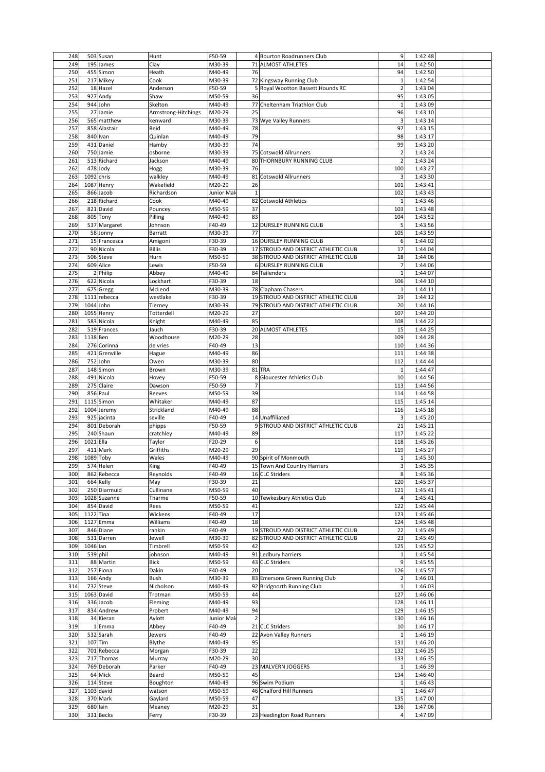| | | | | | | | | | |
|---|---|---|---|---|---|---|---|---|---|
| 248 | 503 | Susan | Hunt | F50-59 | 4 | Bourton Roadrunners Club | 9 | 1:42:48 | |
| 249 | 195 | James | Clay | M30-39 | 71 | ALMOST ATHLETES | 14 | 1:42:50 | |
| 250 | 455 | Simon | Heath | M40-49 | 76 | | 94 | 1:42:50 | |
| 251 | 217 | Mikey | Cook | M30-39 | 72 | Kingsway Running Club | 1 | 1:42:54 | |
| 252 | 18 | Hazel | Anderson | F50-59 | 5 | Royal Wootton Bassett Hounds RC | 2 | 1:43:04 | |
| 253 | 927 | Andy | Shaw | M50-59 | 36 | | 95 | 1:43:05 | |
| 254 | 944 | John | Skelton | M40-49 | 77 | Cheltenham Triathlon Club | 1 | 1:43:09 | |
| 255 | 27 | Jamie | Armstrong-Hitchings | M20-29 | 25 | | 96 | 1:43:10 | |
| 256 | 565 | matthew | kenward | M30-39 | 73 | Wye Valley Runners | 3 | 1:43:14 | |
| 257 | 858 | Alastair | Reid | M40-49 | 78 | | 97 | 1:43:15 | |
| 258 | 840 | Ivan | Quinlan | M40-49 | 79 | | 98 | 1:43:17 | |
| 259 | 431 | Daniel | Hamby | M30-39 | 74 | | 99 | 1:43:20 | |
| 260 | 750 | Jamie | osborne | M30-39 | 75 | Cotswold Allrunners | 2 | 1:43:24 | |
| 261 | 513 | Richard | Jackson | M40-49 | 80 | THORNBURY RUNNING CLUB | 2 | 1:43:24 | |
| 262 | 478 | Jody | Hogg | M30-39 | 76 | | 100 | 1:43:27 | |
| 263 | 1092 | chris | walkley | M40-49 | 81 | Cotswold Allrunners | 3 | 1:43:30 | |
| 264 | 1087 | Henry | Wakefield | M20-29 | 26 | | 101 | 1:43:41 | |
| 265 | 866 | Jacob | Richardson | Junior Mal | 1 | | 102 | 1:43:43 | |
| 266 | 218 | Richard | Cook | M40-49 | 82 | Cotswold Athletics | 1 | 1:43:46 | |
| 267 | 821 | David | Pouncey | M50-59 | 37 | | 103 | 1:43:48 | |
| 268 | 805 | Tony | Pilling | M40-49 | 83 | | 104 | 1:43:52 | |
| 269 | 537 | Margaret | Johnson | F40-49 | 12 | DURSLEY RUNNING CLUB | 5 | 1:43:56 | |
| 270 | 58 | Jonny | Barratt | M30-39 | 77 | | 105 | 1:43:59 | |
| 271 | 15 | Francesca | Amigoni | F30-39 | 16 | DURSLEY RUNNING CLUB | 6 | 1:44:02 | |
| 272 | 90 | Nicola | Billis | F30-39 | 17 | STROUD AND DISTRICT ATHLETIC CLUB | 17 | 1:44:04 | |
| 273 | 506 | Steve | Hurn | M50-59 | 38 | STROUD AND DISTRICT ATHLETIC CLUB | 18 | 1:44:06 | |
| 274 | 609 | Alice | Lewis | F50-59 | 6 | DURSLEY RUNNING CLUB | 7 | 1:44:06 | |
| 275 | 2 | Philip | Abbey | M40-49 | 84 | Tailenders | 1 | 1:44:07 | |
| 276 | 622 | Nicola | Lockhart | F30-39 | 18 | | 106 | 1:44:10 | |
| 277 | 675 | Gregg | McLeod | M30-39 | 78 | Clapham Chasers | 1 | 1:44:11 | |
| 278 | 1111 | rebecca | westlake | F30-39 | 19 | STROUD AND DISTRICT ATHLETIC CLUB | 19 | 1:44:12 | |
| 279 | 1044 | John | Tierney | M30-39 | 79 | STROUD AND DISTRICT ATHLETIC CLUB | 20 | 1:44:16 | |
| 280 | 1055 | Henry | Totterdell | M20-29 | 27 | | 107 | 1:44:20 | |
| 281 | 583 | Nicola | Knight | M40-49 | 85 | | 108 | 1:44:22 | |
| 282 | 519 | Frances | Jauch | F30-39 | 20 | ALMOST ATHLETES | 15 | 1:44:25 | |
| 283 | 1138 | Ben | Woodhouse | M20-29 | 28 | | 109 | 1:44:28 | |
| 284 | 276 | Corinna | de vries | F40-49 | 13 | | 110 | 1:44:36 | |
| 285 | 421 | Grenville | Hague | M40-49 | 86 | | 111 | 1:44:38 | |
| 286 | 752 | John | Owen | M30-39 | 80 | | 112 | 1:44:44 | |
| 287 | 148 | Simon | Brown | M30-39 | 81 | TRA | 1 | 1:44:47 | |
| 288 | 491 | Nicola | Hovey | F50-59 | 8 | Gloucester Athletics Club | 10 | 1:44:56 | |
| 289 | 275 | Claire | Dawson | F50-59 | 7 | | 113 | 1:44:56 | |
| 290 | 856 | Paul | Reeves | M50-59 | 39 | | 114 | 1:44:58 | |
| 291 | 1115 | Simon | Whitaker | M40-49 | 87 | | 115 | 1:45:14 | |
| 292 | 1004 | Jeremy | Strickland | M40-49 | 88 | | 116 | 1:45:18 | |
| 293 | 925 | jacinta | seville | F40-49 | 14 | Unaffiliated | 3 | 1:45:20 | |
| 294 | 801 | Deborah | phipps | F50-59 | 9 | STROUD AND DISTRICT ATHLETIC CLUB | 21 | 1:45:21 | |
| 295 | 240 | Shaun | cratchley | M40-49 | 89 | | 117 | 1:45:22 | |
| 296 | 1021 | Ella | Taylor | F20-29 | 6 | | 118 | 1:45:26 | |
| 297 | 411 | Mark | Griffiths | M20-29 | 29 | | 119 | 1:45:27 | |
| 298 | 1089 | Toby | Wales | M40-49 | 90 | Spirit of Monmouth | 1 | 1:45:30 | |
| 299 | 574 | Helen | King | F40-49 | 15 | Town And Country Harriers | 3 | 1:45:35 | |
| 300 | 862 | Rebecca | Reynolds | F40-49 | 16 | CLC Striders | 8 | 1:45:36 | |
| 301 | 664 | Kelly | May | F30-39 | 21 | | 120 | 1:45:37 | |
| 302 | 250 | Diarmuid | Cullinane | M50-59 | 40 | | 121 | 1:45:41 | |
| 303 | 1028 | Suzanne | Tharme | F50-59 | 10 | Tewkesbury Athletics Club | 4 | 1:45:41 | |
| 304 | 854 | David | Rees | M50-59 | 41 | | 122 | 1:45:44 | |
| 305 | 1122 | Tina | Wickens | F40-49 | 17 | | 123 | 1:45:46 | |
| 306 | 1127 | Emma | Williams | F40-49 | 18 | | 124 | 1:45:48 | |
| 307 | 846 | Diane | rankin | F40-49 | 19 | STROUD AND DISTRICT ATHLETIC CLUB | 22 | 1:45:49 | |
| 308 | 531 | Darren | Jewell | M30-39 | 82 | STROUD AND DISTRICT ATHLETIC CLUB | 23 | 1:45:49 | |
| 309 | 1046 | Ian | Timbrell | M50-59 | 42 | | 125 | 1:45:52 | |
| 310 | 539 | phil | johnson | M40-49 | 91 | Ledbury harriers | 1 | 1:45:54 | |
| 311 | 88 | Martin | Bick | M50-59 | 43 | CLC Striders | 9 | 1:45:55 | |
| 312 | 257 | Fiona | Dakin | F40-49 | 20 | | 126 | 1:45:57 | |
| 313 | 166 | Andy | Bush | M30-39 | 83 | Emersons Green Running Club | 2 | 1:46:01 | |
| 314 | 732 | Steve | Nicholson | M40-49 | 92 | Bridgnorth Running Club | 1 | 1:46:03 | |
| 315 | 1063 | David | Trotman | M50-59 | 44 | | 127 | 1:46:06 | |
| 316 | 336 | Jacob | Fleming | M40-49 | 93 | | 128 | 1:46:11 | |
| 317 | 834 | Andrew | Probert | M40-49 | 94 | | 129 | 1:46:15 | |
| 318 | 34 | Kieran | Aylott | Junior Mal | 2 | | 130 | 1:46:16 | |
| 319 | 1 | Emma | Abbey | F40-49 | 21 | CLC Striders | 10 | 1:46:17 | |
| 320 | 532 | Sarah | Jewers | F40-49 | 22 | Avon Valley Runners | 1 | 1:46:19 | |
| 321 | 107 | Tim | Blythe | M40-49 | 95 | | 131 | 1:46:20 | |
| 322 | 701 | Rebecca | Morgan | F30-39 | 22 | | 132 | 1:46:25 | |
| 323 | 717 | Thomas | Murray | M20-29 | 30 | | 133 | 1:46:35 | |
| 324 | 769 | Deborah | Parker | F40-49 | 23 | MALVERN JOGGERS | 1 | 1:46:39 | |
| 325 | 64 | Mick | Beard | M50-59 | 45 | | 134 | 1:46:40 | |
| 326 | 114 | Steve | Boughton | M40-49 | 96 | Swim Podium | 1 | 1:46:43 | |
| 327 | 1103 | david | watson | M50-59 | 46 | Chalford Hill Runners | 1 | 1:46:47 | |
| 328 | 370 | Mark | Gaylard | M50-59 | 47 | | 135 | 1:47:00 | |
| 329 | 680 | Iain | Meaney | M20-29 | 31 | | 136 | 1:47:06 | |
| 330 | 331 | Becks | Ferry | F30-39 | 23 | Headington Road Runners | 4 | 1:47:09 | |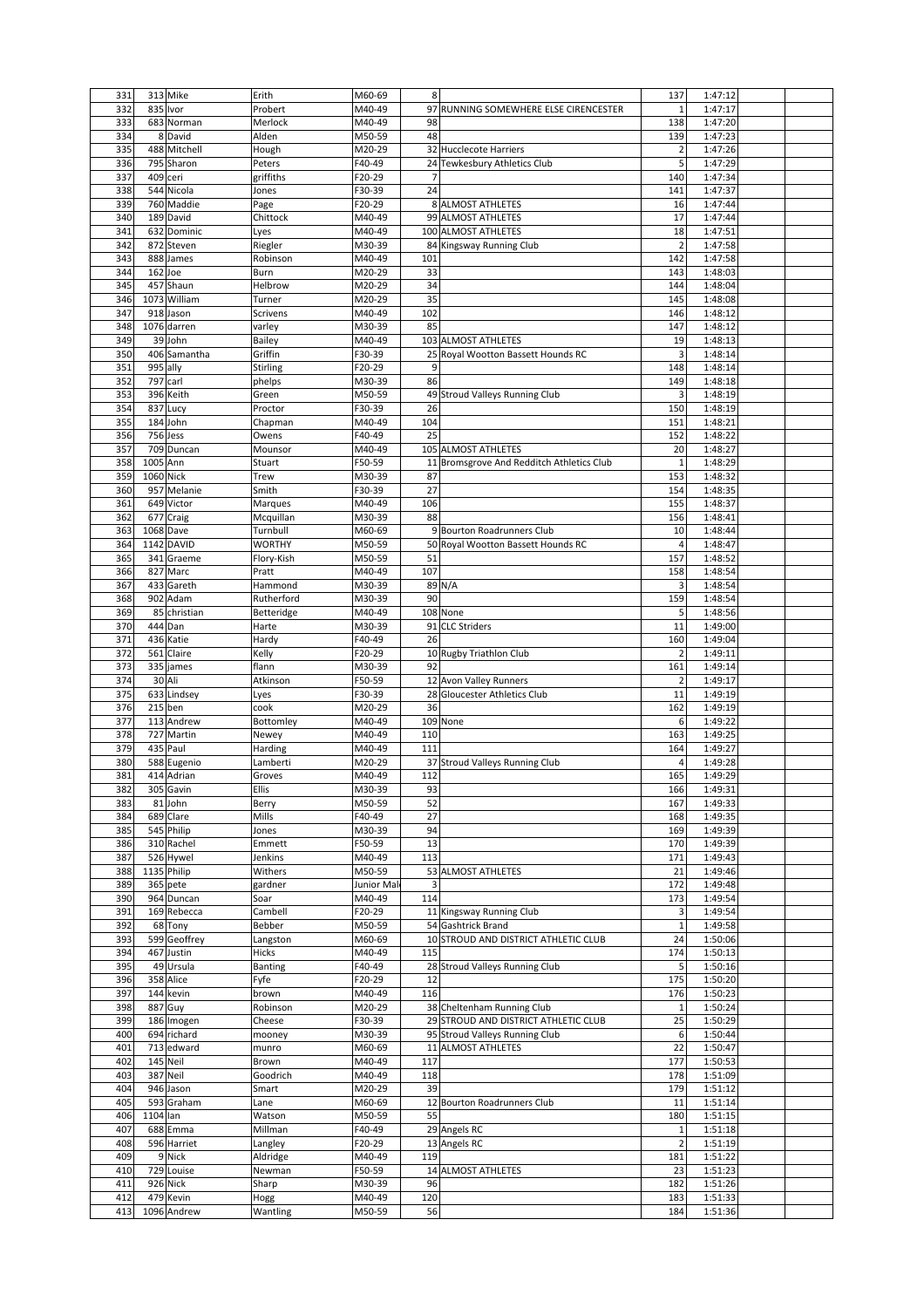| 331 | 313 | Mike | Erith | M60-69 | 8 | | 137 | 1:47:12 | |
|---|---|---|---|---|---|---|---|---|---|
| 332 | 835 | Ivor | Probert | M40-49 | 97 | RUNNING SOMEWHERE ELSE CIRENCESTER | 1 | 1:47:17 | |
| 333 | 683 | Norman | Merlock | M40-49 | 98 | | 138 | 1:47:20 | |
| 334 | 8 | David | Alden | M50-59 | 48 | | 139 | 1:47:23 | |
| 335 | 488 | Mitchell | Hough | M20-29 | 32 | Hucclecote Harriers | 2 | 1:47:26 | |
| 336 | 795 | Sharon | Peters | F40-49 | 24 | Tewkesbury Athletics Club | 5 | 1:47:29 | |
| 337 | 409 | ceri | griffiths | F20-29 | 7 | | 140 | 1:47:34 | |
| 338 | 544 | Nicola | Jones | F30-39 | 24 | | 141 | 1:47:37 | |
| 339 | 760 | Maddie | Page | F20-29 | 8 | ALMOST ATHLETES | 16 | 1:47:44 | |
| 340 | 189 | David | Chittock | M40-49 | 99 | ALMOST ATHLETES | 17 | 1:47:44 | |
| 341 | 632 | Dominic | Lyes | M40-49 | 100 | ALMOST ATHLETES | 18 | 1:47:51 | |
| 342 | 872 | Steven | Riegler | M30-39 | 84 | Kingsway Running Club | 2 | 1:47:58 | |
| 343 | 888 | James | Robinson | M40-49 | 101 | | 142 | 1:47:58 | |
| 344 | 162 | Joe | Burn | M20-29 | 33 | | 143 | 1:48:03 | |
| 345 | 457 | Shaun | Helbrow | M20-29 | 34 | | 144 | 1:48:04 | |
| 346 | 1073 | William | Turner | M20-29 | 35 | | 145 | 1:48:08 | |
| 347 | 918 | Jason | Scrivens | M40-49 | 102 | | 146 | 1:48:12 | |
| 348 | 1076 | darren | varley | M30-39 | 85 | | 147 | 1:48:12 | |
| 349 | 39 | John | Bailey | M40-49 | 103 | ALMOST ATHLETES | 19 | 1:48:13 | |
| 350 | 406 | Samantha | Griffin | F30-39 | 25 | Royal Wootton Bassett Hounds RC | 3 | 1:48:14 | |
| 351 | 995 | ally | Stirling | F20-29 | 9 | | 148 | 1:48:14 | |
| 352 | 797 | carl | phelps | M30-39 | 86 | | 149 | 1:48:18 | |
| 353 | 396 | Keith | Green | M50-59 | 49 | Stroud Valleys Running Club | 3 | 1:48:19 | |
| 354 | 837 | Lucy | Proctor | F30-39 | 26 | | 150 | 1:48:19 | |
| 355 | 184 | John | Chapman | M40-49 | 104 | | 151 | 1:48:21 | |
| 356 | 756 | Jess | Owens | F40-49 | 25 | | 152 | 1:48:22 | |
| 357 | 709 | Duncan | Mounsor | M40-49 | 105 | ALMOST ATHLETES | 20 | 1:48:27 | |
| 358 | 1005 | Ann | Stuart | F50-59 | 11 | Bromsgrove And Redditch Athletics Club | 1 | 1:48:29 | |
| 359 | 1060 | Nick | Trew | M30-39 | 87 | | 153 | 1:48:32 | |
| 360 | 957 | Melanie | Smith | F30-39 | 27 | | 154 | 1:48:35 | |
| 361 | 649 | Victor | Marques | M40-49 | 106 | | 155 | 1:48:37 | |
| 362 | 677 | Craig | Mcquillan | M30-39 | 88 | | 156 | 1:48:41 | |
| 363 | 1068 | Dave | Turnbull | M60-69 | 9 | Bourton Roadrunners Club | 10 | 1:48:44 | |
| 364 | 1142 | DAVID | WORTHY | M50-59 | 50 | Royal Wootton Bassett Hounds RC | 4 | 1:48:47 | |
| 365 | 341 | Graeme | Flory-Kish | M50-59 | 51 | | 157 | 1:48:52 | |
| 366 | 827 | Marc | Pratt | M40-49 | 107 | | 158 | 1:48:54 | |
| 367 | 433 | Gareth | Hammond | M30-39 | 89 | N/A | 3 | 1:48:54 | |
| 368 | 902 | Adam | Rutherford | M30-39 | 90 | | 159 | 1:48:54 | |
| 369 | 85 | christian | Betteridge | M40-49 | 108 | None | 5 | 1:48:56 | |
| 370 | 444 | Dan | Harte | M30-39 | 91 | CLC Striders | 11 | 1:49:00 | |
| 371 | 436 | Katie | Hardy | F40-49 | 26 | | 160 | 1:49:04 | |
| 372 | 561 | Claire | Kelly | F20-29 | 10 | Rugby Triathlon Club | 2 | 1:49:11 | |
| 373 | 335 | james | flann | M30-39 | 92 | | 161 | 1:49:14 | |
| 374 | 30 | Ali | Atkinson | F50-59 | 12 | Avon Valley Runners | 2 | 1:49:17 | |
| 375 | 633 | Lindsey | Lyes | F30-39 | 28 | Gloucester Athletics Club | 11 | 1:49:19 | |
| 376 | 215 | ben | cook | M20-29 | 36 | | 162 | 1:49:19 | |
| 377 | 113 | Andrew | Bottomley | M40-49 | 109 | None | 6 | 1:49:22 | |
| 378 | 727 | Martin | Newey | M40-49 | 110 | | 163 | 1:49:25 | |
| 379 | 435 | Paul | Harding | M40-49 | 111 | | 164 | 1:49:27 | |
| 380 | 588 | Eugenio | Lamberti | M20-29 | 37 | Stroud Valleys Running Club | 4 | 1:49:28 | |
| 381 | 414 | Adrian | Groves | M40-49 | 112 | | 165 | 1:49:29 | |
| 382 | 305 | Gavin | Ellis | M30-39 | 93 | | 166 | 1:49:31 | |
| 383 | 81 | John | Berry | M50-59 | 52 | | 167 | 1:49:33 | |
| 384 | 689 | Clare | Mills | F40-49 | 27 | | 168 | 1:49:35 | |
| 385 | 545 | Philip | Jones | M30-39 | 94 | | 169 | 1:49:39 | |
| 386 | 310 | Rachel | Emmett | F50-59 | 13 | | 170 | 1:49:39 | |
| 387 | 526 | Hywel | Jenkins | M40-49 | 113 | | 171 | 1:49:43 | |
| 388 | 1135 | Philip | Withers | M50-59 | 53 | ALMOST ATHLETES | 21 | 1:49:46 | |
| 389 | 365 | pete | gardner | Junior Mal | 3 | | 172 | 1:49:48 | |
| 390 | 964 | Duncan | Soar | M40-49 | 114 | | 173 | 1:49:54 | |
| 391 | 169 | Rebecca | Cambell | F20-29 | 11 | Kingsway Running Club | 3 | 1:49:54 | |
| 392 | 68 | Tony | Bebber | M50-59 | 54 | Gashtrick Brand | 1 | 1:49:58 | |
| 393 | 599 | Geoffrey | Langston | M60-69 | 10 | STROUD AND DISTRICT ATHLETIC CLUB | 24 | 1:50:06 | |
| 394 | 467 | Justin | Hicks | M40-49 | 115 | | 174 | 1:50:13 | |
| 395 | 49 | Ursula | Banting | F40-49 | 28 | Stroud Valleys Running Club | 5 | 1:50:16 | |
| 396 | 358 | Alice | Fyfe | F20-29 | 12 | | 175 | 1:50:20 | |
| 397 | 144 | kevin | brown | M40-49 | 116 | | 176 | 1:50:23 | |
| 398 | 887 | Guy | Robinson | M20-29 | 38 | Cheltenham Running Club | 1 | 1:50:24 | |
| 399 | 186 | Imogen | Cheese | F30-39 | 29 | STROUD AND DISTRICT ATHLETIC CLUB | 25 | 1:50:29 | |
| 400 | 694 | richard | mooney | M30-39 | 95 | Stroud Valleys Running Club | 6 | 1:50:44 | |
| 401 | 713 | edward | munro | M60-69 | 11 | ALMOST ATHLETES | 22 | 1:50:47 | |
| 402 | 145 | Neil | Brown | M40-49 | 117 | | 177 | 1:50:53 | |
| 403 | 387 | Neil | Goodrich | M40-49 | 118 | | 178 | 1:51:09 | |
| 404 | 946 | Jason | Smart | M20-29 | 39 | | 179 | 1:51:12 | |
| 405 | 593 | Graham | Lane | M60-69 | 12 | Bourton Roadrunners Club | 11 | 1:51:14 | |
| 406 | 1104 | Ian | Watson | M50-59 | 55 | | 180 | 1:51:15 | |
| 407 | 688 | Emma | Millman | F40-49 | 29 | Angels RC | 1 | 1:51:18 | |
| 408 | 596 | Harriet | Langley | F20-29 | 13 | Angels RC | 2 | 1:51:19 | |
| 409 | 9 | Nick | Aldridge | M40-49 | 119 | | 181 | 1:51:22 | |
| 410 | 729 | Louise | Newman | F50-59 | 14 | ALMOST ATHLETES | 23 | 1:51:23 | |
| 411 | 926 | Nick | Sharp | M30-39 | 96 | | 182 | 1:51:26 | |
| 412 | 479 | Kevin | Hogg | M40-49 | 120 | | 183 | 1:51:33 | |
| 413 | 1096 | Andrew | Wantling | M50-59 | 56 | | 184 | 1:51:36 | |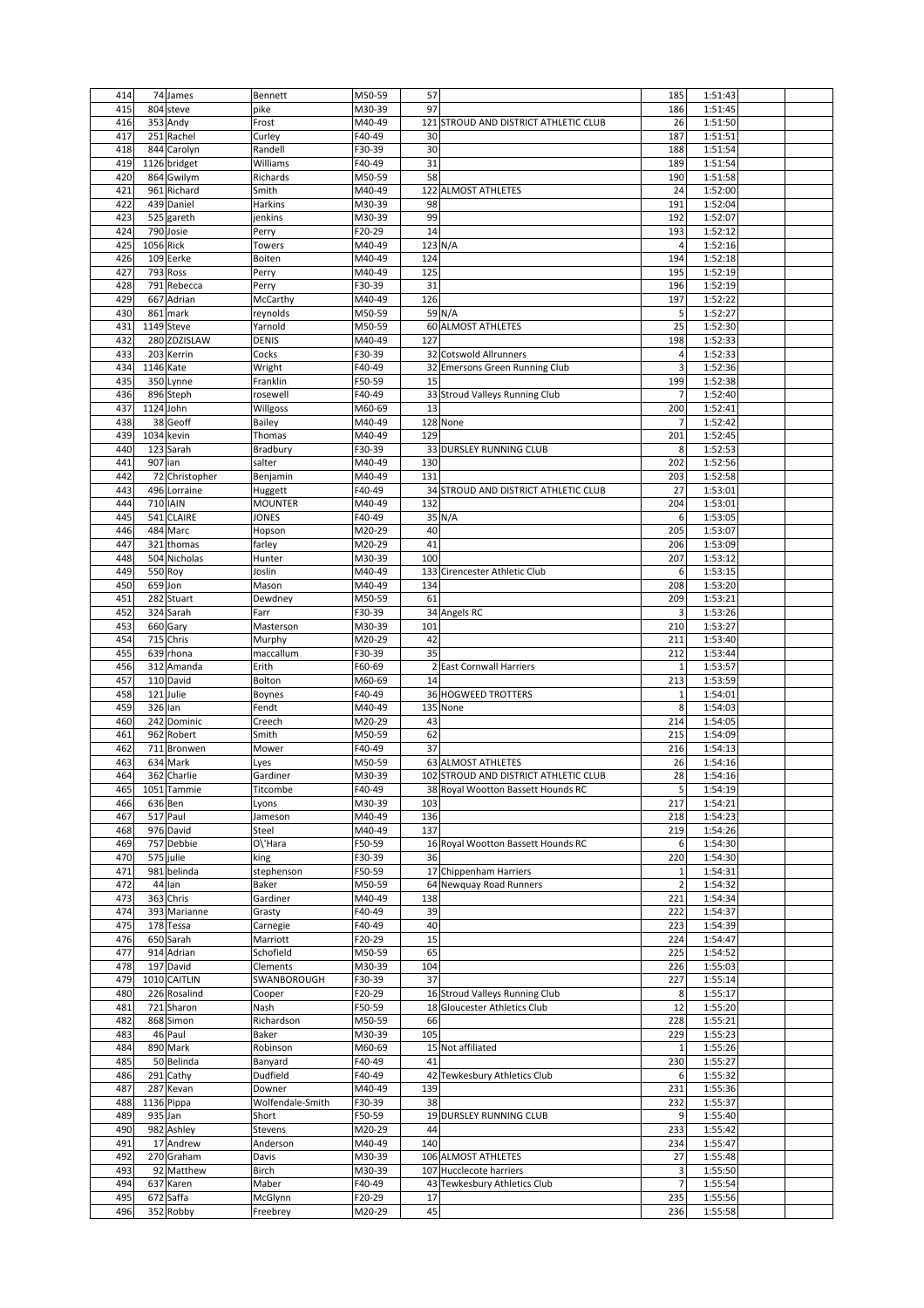| 414 | 74 | James | Bennett | M50-59 | 57 | | 185 | 1:51:43 | |
|---|---|---|---|---|---|---|---|---|---|
| 415 | 804 | steve | pike | M30-39 | 97 | | 186 | 1:51:45 | |
| 416 | 353 | Andy | Frost | M40-49 | 121 | STROUD AND DISTRICT ATHLETIC CLUB | 26 | 1:51:50 | |
| 417 | 251 | Rachel | Curley | F40-49 | 30 | | 187 | 1:51:51 | |
| 418 | 844 | Carolyn | Randell | F30-39 | 30 | | 188 | 1:51:54 | |
| 419 | 1126 | bridget | Williams | F40-49 | 31 | | 189 | 1:51:54 | |
| 420 | 864 | Gwilym | Richards | M50-59 | 58 | | 190 | 1:51:58 | |
| 421 | 961 | Richard | Smith | M40-49 | 122 | ALMOST ATHLETES | 24 | 1:52:00 | |
| 422 | 439 | Daniel | Harkins | M30-39 | 98 | | 191 | 1:52:04 | |
| 423 | 525 | gareth | jenkins | M30-39 | 99 | | 192 | 1:52:07 | |
| 424 | 790 | Josie | Perry | F20-29 | 14 | | 193 | 1:52:12 | |
| 425 | 1056 | Rick | Towers | M40-49 | 123 | N/A | 4 | 1:52:16 | |
| 426 | 109 | Eerke | Boiten | M40-49 | 124 | | 194 | 1:52:18 | |
| 427 | 793 | Ross | Perry | M40-49 | 125 | | 195 | 1:52:19 | |
| 428 | 791 | Rebecca | Perry | F30-39 | 31 | | 196 | 1:52:19 | |
| 429 | 667 | Adrian | McCarthy | M40-49 | 126 | | 197 | 1:52:22 | |
| 430 | 861 | mark | reynolds | M50-59 | 59 | N/A | 5 | 1:52:27 | |
| 431 | 1149 | Steve | Yarnold | M50-59 | 60 | ALMOST ATHLETES | 25 | 1:52:30 | |
| 432 | 280 | ZDZISLAW | DENIS | M40-49 | 127 | | 198 | 1:52:33 | |
| 433 | 203 | Kerrin | Cocks | F30-39 | 32 | Cotswold Allrunners | 4 | 1:52:33 | |
| 434 | 1146 | Kate | Wright | F40-49 | 32 | Emersons Green Running Club | 3 | 1:52:36 | |
| 435 | 350 | Lynne | Franklin | F50-59 | 15 | | 199 | 1:52:38 | |
| 436 | 896 | Steph | rosewell | F40-49 | 33 | Stroud Valleys Running Club | 7 | 1:52:40 | |
| 437 | 1124 | John | Willgoss | M60-69 | 13 | | 200 | 1:52:41 | |
| 438 | 38 | Geoff | Bailey | M40-49 | 128 | None | 7 | 1:52:42 | |
| 439 | 1034 | kevin | Thomas | M40-49 | 129 | | 201 | 1:52:45 | |
| 440 | 123 | Sarah | Bradbury | F30-39 | 33 | DURSLEY RUNNING CLUB | 8 | 1:52:53 | |
| 441 | 907 | ian | salter | M40-49 | 130 | | 202 | 1:52:56 | |
| 442 | 72 | Christopher | Benjamin | M40-49 | 131 | | 203 | 1:52:58 | |
| 443 | 496 | Lorraine | Huggett | F40-49 | 34 | STROUD AND DISTRICT ATHLETIC CLUB | 27 | 1:53:01 | |
| 444 | 710 | IAIN | MOUNTER | M40-49 | 132 | | 204 | 1:53:01 | |
| 445 | 541 | CLAIRE | JONES | F40-49 | 35 | N/A | 6 | 1:53:05 | |
| 446 | 484 | Marc | Hopson | M20-29 | 40 | | 205 | 1:53:07 | |
| 447 | 321 | thomas | farley | M20-29 | 41 | | 206 | 1:53:09 | |
| 448 | 504 | Nicholas | Hunter | M30-39 | 100 | | 207 | 1:53:12 | |
| 449 | 550 | Roy | Joslin | M40-49 | 133 | Cirencester Athletic Club | 6 | 1:53:15 | |
| 450 | 659 | Jon | Mason | M40-49 | 134 | | 208 | 1:53:20 | |
| 451 | 282 | Stuart | Dewdney | M50-59 | 61 | | 209 | 1:53:21 | |
| 452 | 324 | Sarah | Farr | F30-39 | 34 | Angels RC | 3 | 1:53:26 | |
| 453 | 660 | Gary | Masterson | M30-39 | 101 | | 210 | 1:53:27 | |
| 454 | 715 | Chris | Murphy | M20-29 | 42 | | 211 | 1:53:40 | |
| 455 | 639 | rhona | maccallum | F30-39 | 35 | | 212 | 1:53:44 | |
| 456 | 312 | Amanda | Erith | F60-69 | 2 | East Cornwall Harriers | 1 | 1:53:57 | |
| 457 | 110 | David | Bolton | M60-69 | 14 | | 213 | 1:53:59 | |
| 458 | 121 | Julie | Boynes | F40-49 | 36 | HOGWEED TROTTERS | 1 | 1:54:01 | |
| 459 | 326 | Ian | Fendt | M40-49 | 135 | None | 8 | 1:54:03 | |
| 460 | 242 | Dominic | Creech | M20-29 | 43 | | 214 | 1:54:05 | |
| 461 | 962 | Robert | Smith | M50-59 | 62 | | 215 | 1:54:09 | |
| 462 | 711 | Bronwen | Mower | F40-49 | 37 | | 216 | 1:54:13 | |
| 463 | 634 | Mark | Lyes | M50-59 | 63 | ALMOST ATHLETES | 26 | 1:54:16 | |
| 464 | 362 | Charlie | Gardiner | M30-39 | 102 | STROUD AND DISTRICT ATHLETIC CLUB | 28 | 1:54:16 | |
| 465 | 1051 | Tammie | Titcombe | F40-49 | 38 | Royal Wootton Bassett Hounds RC | 5 | 1:54:19 | |
| 466 | 636 | Ben | Lyons | M30-39 | 103 | | 217 | 1:54:21 | |
| 467 | 517 | Paul | Jameson | M40-49 | 136 | | 218 | 1:54:23 | |
| 468 | 976 | David | Steel | M40-49 | 137 | | 219 | 1:54:26 | |
| 469 | 757 | Debbie | O\'Hara | F50-59 | 16 | Royal Wootton Bassett Hounds RC | 6 | 1:54:30 | |
| 470 | 575 | julie | king | F30-39 | 36 | | 220 | 1:54:30 | |
| 471 | 981 | belinda | stephenson | F50-59 | 17 | Chippenham Harriers | 1 | 1:54:31 | |
| 472 | 44 | Ian | Baker | M50-59 | 64 | Newquay Road Runners | 2 | 1:54:32 | |
| 473 | 363 | Chris | Gardiner | M40-49 | 138 | | 221 | 1:54:34 | |
| 474 | 393 | Marianne | Grasty | F40-49 | 39 | | 222 | 1:54:37 | |
| 475 | 178 | Tessa | Carnegie | F40-49 | 40 | | 223 | 1:54:39 | |
| 476 | 650 | Sarah | Marriott | F20-29 | 15 | | 224 | 1:54:47 | |
| 477 | 914 | Adrian | Schofield | M50-59 | 65 | | 225 | 1:54:52 | |
| 478 | 197 | David | Clements | M30-39 | 104 | | 226 | 1:55:03 | |
| 479 | 1010 | CAITLIN | SWANBOROUGH | F30-39 | 37 | | 227 | 1:55:14 | |
| 480 | 226 | Rosalind | Cooper | F20-29 | 16 | Stroud Valleys Running Club | 8 | 1:55:17 | |
| 481 | 721 | Sharon | Nash | F50-59 | 18 | Gloucester Athletics Club | 12 | 1:55:20 | |
| 482 | 868 | Simon | Richardson | M50-59 | 66 | | 228 | 1:55:21 | |
| 483 | 46 | Paul | Baker | M30-39 | 105 | | 229 | 1:55:23 | |
| 484 | 890 | Mark | Robinson | M60-69 | 15 | Not affiliated | 1 | 1:55:26 | |
| 485 | 50 | Belinda | Banyard | F40-49 | 41 | | 230 | 1:55:27 | |
| 486 | 291 | Cathy | Dudfield | F40-49 | 42 | Tewkesbury Athletics Club | 6 | 1:55:32 | |
| 487 | 287 | Kevan | Downer | M40-49 | 139 | | 231 | 1:55:36 | |
| 488 | 1136 | Pippa | Wolfendale-Smith | F30-39 | 38 | | 232 | 1:55:37 | |
| 489 | 935 | Jan | Short | F50-59 | 19 | DURSLEY RUNNING CLUB | 9 | 1:55:40 | |
| 490 | 982 | Ashley | Stevens | M20-29 | 44 | | 233 | 1:55:42 | |
| 491 | 17 | Andrew | Anderson | M40-49 | 140 | | 234 | 1:55:47 | |
| 492 | 270 | Graham | Davis | M30-39 | 106 | ALMOST ATHLETES | 27 | 1:55:48 | |
| 493 | 92 | Matthew | Birch | M30-39 | 107 | Hucclecote harriers | 3 | 1:55:50 | |
| 494 | 637 | Karen | Maber | F40-49 | 43 | Tewkesbury Athletics Club | 7 | 1:55:54 | |
| 495 | 672 | Saffa | McGlynn | F20-29 | 17 | | 235 | 1:55:56 | |
| 496 | 352 | Robby | Freebrey | M20-29 | 45 | | 236 | 1:55:58 | |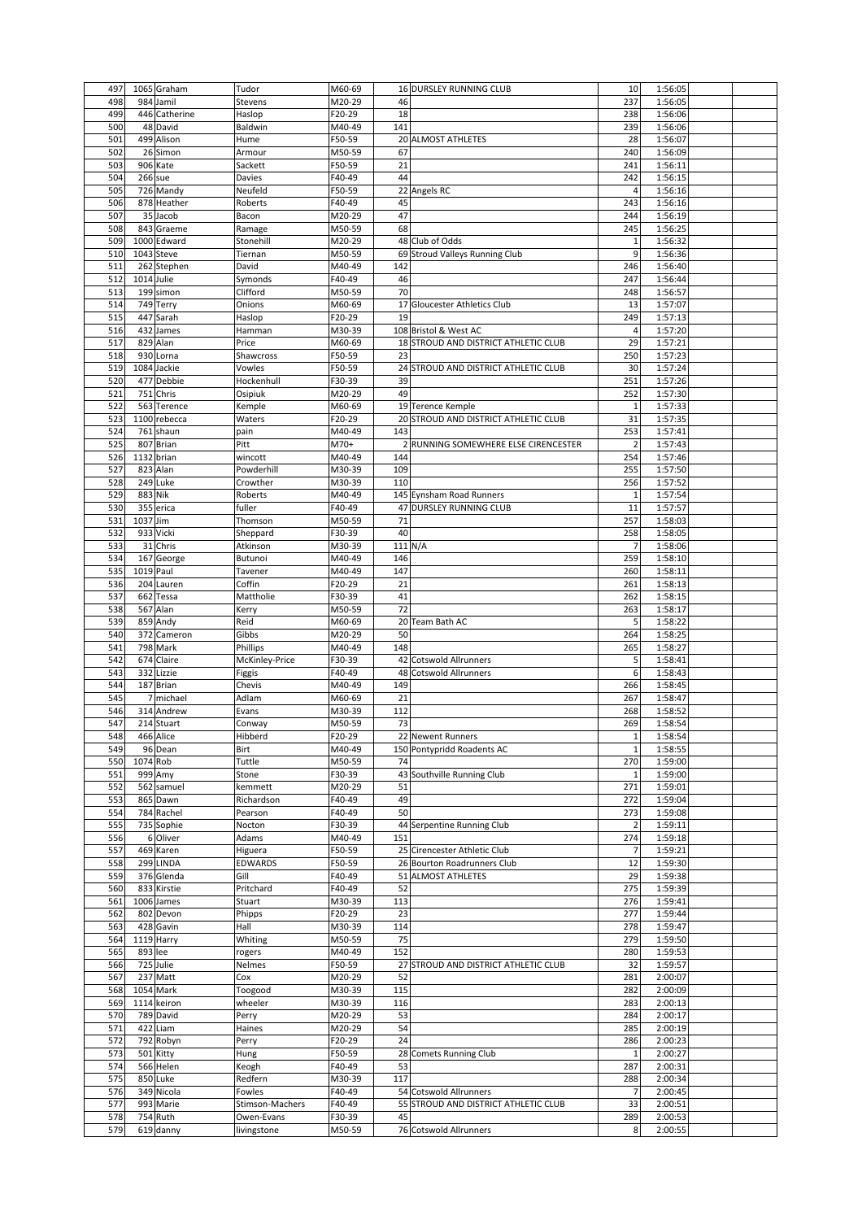| 497 | 1065 | Graham | Tudor | M60-69 | 16 | DURSLEY RUNNING CLUB | 10 | 1:56:05 | |
|---|---|---|---|---|---|---|---|---|---|
| 498 | 984 | Jamil | Stevens | M20-29 | 46 | | 237 | 1:56:05 | |
| 499 | 446 | Catherine | Haslop | F20-29 | 18 | | 238 | 1:56:06 | |
| 500 | 48 | David | Baldwin | M40-49 | 141 | | 239 | 1:56:06 | |
| 501 | 499 | Alison | Hume | F50-59 | 20 | ALMOST ATHLETES | 28 | 1:56:07 | |
| 502 | 26 | Simon | Armour | M50-59 | 67 | | 240 | 1:56:09 | |
| 503 | 906 | Kate | Sackett | F50-59 | 21 | | 241 | 1:56:11 | |
| 504 | 266 | sue | Davies | F40-49 | 44 | | 242 | 1:56:15 | |
| 505 | 726 | Mandy | Neufeld | F50-59 | 22 | Angels RC | 4 | 1:56:16 | |
| 506 | 878 | Heather | Roberts | F40-49 | 45 | | 243 | 1:56:16 | |
| 507 | 35 | Jacob | Bacon | M20-29 | 47 | | 244 | 1:56:19 | |
| 508 | 843 | Graeme | Ramage | M50-59 | 68 | | 245 | 1:56:25 | |
| 509 | 1000 | Edward | Stonehill | M20-29 | 48 | Club of Odds | 1 | 1:56:32 | |
| 510 | 1043 | Steve | Tiernan | M50-59 | 69 | Stroud Valleys Running Club | 9 | 1:56:36 | |
| 511 | 262 | Stephen | David | M40-49 | 142 | | 246 | 1:56:40 | |
| 512 | 1014 | Julie | Symonds | F40-49 | 46 | | 247 | 1:56:44 | |
| 513 | 199 | simon | Clifford | M50-59 | 70 | | 248 | 1:56:57 | |
| 514 | 749 | Terry | Onions | M60-69 | 17 | Gloucester Athletics Club | 13 | 1:57:07 | |
| 515 | 447 | Sarah | Haslop | F20-29 | 19 | | 249 | 1:57:13 | |
| 516 | 432 | James | Hamman | M30-39 | 108 | Bristol & West AC | 4 | 1:57:20 | |
| 517 | 829 | Alan | Price | M60-69 | 18 | STROUD AND DISTRICT ATHLETIC CLUB | 29 | 1:57:21 | |
| 518 | 930 | Lorna | Shawcross | F50-59 | 23 | | 250 | 1:57:23 | |
| 519 | 1084 | Jackie | Vowles | F50-59 | 24 | STROUD AND DISTRICT ATHLETIC CLUB | 30 | 1:57:24 | |
| 520 | 477 | Debbie | Hockenhull | F30-39 | 39 | | 251 | 1:57:26 | |
| 521 | 751 | Chris | Osipiuk | M20-29 | 49 | | 252 | 1:57:30 | |
| 522 | 563 | Terence | Kemple | M60-69 | 19 | Terence Kemple | 1 | 1:57:33 | |
| 523 | 1100 | rebecca | Waters | F20-29 | 20 | STROUD AND DISTRICT ATHLETIC CLUB | 31 | 1:57:35 | |
| 524 | 761 | shaun | pain | M40-49 | 143 | | 253 | 1:57:41 | |
| 525 | 807 | Brian | Pitt | M70+ | 2 | RUNNING SOMEWHERE ELSE CIRENCESTER | 2 | 1:57:43 | |
| 526 | 1132 | brian | wincott | M40-49 | 144 | | 254 | 1:57:46 | |
| 527 | 823 | Alan | Powderhill | M30-39 | 109 | | 255 | 1:57:50 | |
| 528 | 249 | Luke | Crowther | M30-39 | 110 | | 256 | 1:57:52 | |
| 529 | 883 | Nik | Roberts | M40-49 | 145 | Eynsham Road Runners | 1 | 1:57:54 | |
| 530 | 355 | erica | fuller | F40-49 | 47 | DURSLEY RUNNING CLUB | 11 | 1:57:57 | |
| 531 | 1037 | Jim | Thomson | M50-59 | 71 | | 257 | 1:58:03 | |
| 532 | 933 | Vicki | Sheppard | F30-39 | 40 | | 258 | 1:58:05 | |
| 533 | 31 | Chris | Atkinson | M30-39 | 111 | N/A | 7 | 1:58:06 | |
| 534 | 167 | George | Butunoi | M40-49 | 146 | | 259 | 1:58:10 | |
| 535 | 1019 | Paul | Tavener | M40-49 | 147 | | 260 | 1:58:11 | |
| 536 | 204 | Lauren | Coffin | F20-29 | 21 | | 261 | 1:58:13 | |
| 537 | 662 | Tessa | Mattholie | F30-39 | 41 | | 262 | 1:58:15 | |
| 538 | 567 | Alan | Kerry | M50-59 | 72 | | 263 | 1:58:17 | |
| 539 | 859 | Andy | Reid | M60-69 | 20 | Team Bath AC | 5 | 1:58:22 | |
| 540 | 372 | Cameron | Gibbs | M20-29 | 50 | | 264 | 1:58:25 | |
| 541 | 798 | Mark | Phillips | M40-49 | 148 | | 265 | 1:58:27 | |
| 542 | 674 | Claire | McKinley-Price | F30-39 | 42 | Cotswold Allrunners | 5 | 1:58:41 | |
| 543 | 332 | Lizzie | Figgis | F40-49 | 48 | Cotswold Allrunners | 6 | 1:58:43 | |
| 544 | 187 | Brian | Chevis | M40-49 | 149 | | 266 | 1:58:45 | |
| 545 | 7 | michael | Adlam | M60-69 | 21 | | 267 | 1:58:47 | |
| 546 | 314 | Andrew | Evans | M30-39 | 112 | | 268 | 1:58:52 | |
| 547 | 214 | Stuart | Conway | M50-59 | 73 | | 269 | 1:58:54 | |
| 548 | 466 | Alice | Hibberd | F20-29 | 22 | Newent Runners | 1 | 1:58:54 | |
| 549 | 96 | Dean | Birt | M40-49 | 150 | Pontypridd Roadents AC | 1 | 1:58:55 | |
| 550 | 1074 | Rob | Tuttle | M50-59 | 74 | | 270 | 1:59:00 | |
| 551 | 999 | Amy | Stone | F30-39 | 43 | Southville Running Club | 1 | 1:59:00 | |
| 552 | 562 | samuel | kemmett | M20-29 | 51 | | 271 | 1:59:01 | |
| 553 | 865 | Dawn | Richardson | F40-49 | 49 | | 272 | 1:59:04 | |
| 554 | 784 | Rachel | Pearson | F40-49 | 50 | | 273 | 1:59:08 | |
| 555 | 735 | Sophie | Nocton | F30-39 | 44 | Serpentine Running Club | 2 | 1:59:11 | |
| 556 | 6 | Oliver | Adams | M40-49 | 151 | | 274 | 1:59:18 | |
| 557 | 469 | Karen | Higuera | F50-59 | 25 | Cirencester Athletic Club | 7 | 1:59:21 | |
| 558 | 299 | LINDA | EDWARDS | F50-59 | 26 | Bourton Roadrunners Club | 12 | 1:59:30 | |
| 559 | 376 | Glenda | Gill | F40-49 | 51 | ALMOST ATHLETES | 29 | 1:59:38 | |
| 560 | 833 | Kirstie | Pritchard | F40-49 | 52 | | 275 | 1:59:39 | |
| 561 | 1006 | James | Stuart | M30-39 | 113 | | 276 | 1:59:41 | |
| 562 | 802 | Devon | Phipps | F20-29 | 23 | | 277 | 1:59:44 | |
| 563 | 428 | Gavin | Hall | M30-39 | 114 | | 278 | 1:59:47 | |
| 564 | 1119 | Harry | Whiting | M50-59 | 75 | | 279 | 1:59:50 | |
| 565 | 893 | lee | rogers | M40-49 | 152 | | 280 | 1:59:53 | |
| 566 | 725 | Julie | Nelmes | F50-59 | 27 | STROUD AND DISTRICT ATHLETIC CLUB | 32 | 1:59:57 | |
| 567 | 237 | Matt | Cox | M20-29 | 52 | | 281 | 2:00:07 | |
| 568 | 1054 | Mark | Toogood | M30-39 | 115 | | 282 | 2:00:09 | |
| 569 | 1114 | keiron | wheeler | M30-39 | 116 | | 283 | 2:00:13 | |
| 570 | 789 | David | Perry | M20-29 | 53 | | 284 | 2:00:17 | |
| 571 | 422 | Liam | Haines | M20-29 | 54 | | 285 | 2:00:19 | |
| 572 | 792 | Robyn | Perry | F20-29 | 24 | | 286 | 2:00:23 | |
| 573 | 501 | Kitty | Hung | F50-59 | 28 | Comets Running Club | 1 | 2:00:27 | |
| 574 | 566 | Helen | Keogh | F40-49 | 53 | | 287 | 2:00:31 | |
| 575 | 850 | Luke | Redfern | M30-39 | 117 | | 288 | 2:00:34 | |
| 576 | 349 | Nicola | Fowles | F40-49 | 54 | Cotswold Allrunners | 7 | 2:00:45 | |
| 577 | 993 | Marie | Stimson-Machers | F40-49 | 55 | STROUD AND DISTRICT ATHLETIC CLUB | 33 | 2:00:51 | |
| 578 | 754 | Ruth | Owen-Evans | F30-39 | 45 | | 289 | 2:00:53 | |
| 579 | 619 | danny | livingstone | M50-59 | 76 | Cotswold Allrunners | 8 | 2:00:55 | |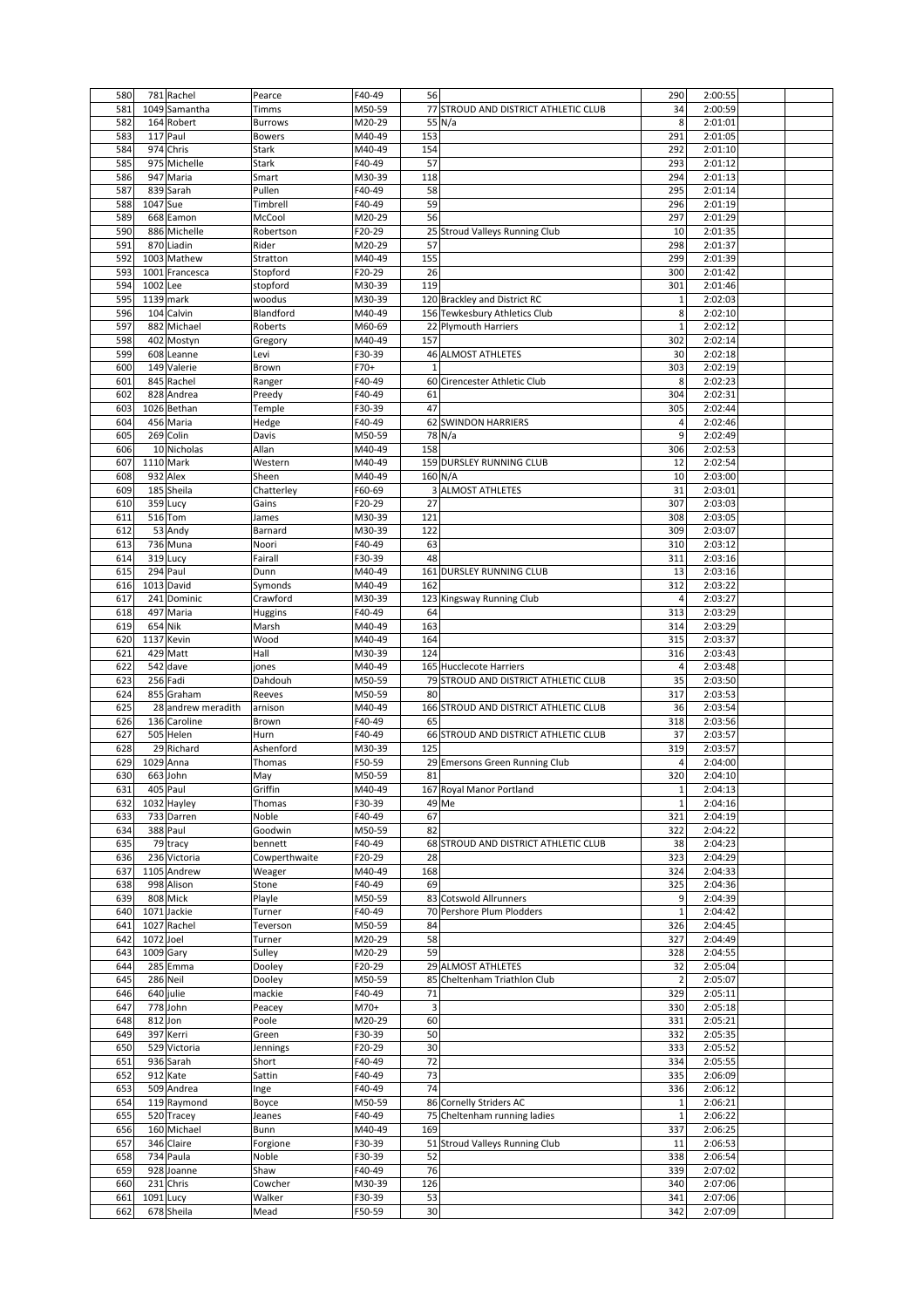| 580 | 781 | Rachel | Pearce | F40-49 | 56 | | 290 | 2:00:55 | |
|---|---|---|---|---|---|---|---|---|---|
| 581 | 1049 | Samantha | Timms | M50-59 | 77 | STROUD AND DISTRICT ATHLETIC CLUB | 34 | 2:00:59 | |
| 582 | 164 | Robert | Burrows | M20-29 | 55 | N/a | 8 | 2:01:01 | |
| 583 | 117 | Paul | Bowers | M40-49 | 153 | | 291 | 2:01:05 | |
| 584 | 974 | Chris | Stark | M40-49 | 154 | | 292 | 2:01:10 | |
| 585 | 975 | Michelle | Stark | F40-49 | 57 | | 293 | 2:01:12 | |
| 586 | 947 | Maria | Smart | M30-39 | 118 | | 294 | 2:01:13 | |
| 587 | 839 | Sarah | Pullen | F40-49 | 58 | | 295 | 2:01:14 | |
| 588 | 1047 | Sue | Timbrell | F40-49 | 59 | | 296 | 2:01:19 | |
| 589 | 668 | Eamon | McCool | M20-29 | 56 | | 297 | 2:01:29 | |
| 590 | 886 | Michelle | Robertson | F20-29 | 25 | Stroud Valleys Running Club | 10 | 2:01:35 | |
| 591 | 870 | Liadin | Rider | M20-29 | 57 | | 298 | 2:01:37 | |
| 592 | 1003 | Mathew | Stratton | M40-49 | 155 | | 299 | 2:01:39 | |
| 593 | 1001 | Francesca | Stopford | F20-29 | 26 | | 300 | 2:01:42 | |
| 594 | 1002 | Lee | stopford | M30-39 | 119 | | 301 | 2:01:46 | |
| 595 | 1139 | mark | woodus | M30-39 | 120 | Brackley and District RC | 1 | 2:02:03 | |
| 596 | 104 | Calvin | Blandford | M40-49 | 156 | Tewkesbury Athletics Club | 8 | 2:02:10 | |
| 597 | 882 | Michael | Roberts | M60-69 | 22 | Plymouth Harriers | 1 | 2:02:12 | |
| 598 | 402 | Mostyn | Gregory | M40-49 | 157 | | 302 | 2:02:14 | |
| 599 | 608 | Leanne | Levi | F30-39 | 46 | ALMOST ATHLETES | 30 | 2:02:18 | |
| 600 | 149 | Valerie | Brown | F70+ | 1 | | 303 | 2:02:19 | |
| 601 | 845 | Rachel | Ranger | F40-49 | 60 | Cirencester Athletic Club | 8 | 2:02:23 | |
| 602 | 828 | Andrea | Preedy | F40-49 | 61 | | 304 | 2:02:31 | |
| 603 | 1026 | Bethan | Temple | F30-39 | 47 | | 305 | 2:02:44 | |
| 604 | 456 | Maria | Hedge | F40-49 | 62 | SWINDON HARRIERS | 4 | 2:02:46 | |
| 605 | 269 | Colin | Davis | M50-59 | 78 | N/a | 9 | 2:02:49 | |
| 606 | 10 | Nicholas | Allan | M40-49 | 158 | | 306 | 2:02:53 | |
| 607 | 1110 | Mark | Western | M40-49 | 159 | DURSLEY RUNNING CLUB | 12 | 2:02:54 | |
| 608 | 932 | Alex | Sheen | M40-49 | 160 | N/A | 10 | 2:03:00 | |
| 609 | 185 | Sheila | Chatterley | F60-69 | 3 | ALMOST ATHLETES | 31 | 2:03:01 | |
| 610 | 359 | Lucy | Gains | F20-29 | 27 | | 307 | 2:03:03 | |
| 611 | 516 | Tom | James | M30-39 | 121 | | 308 | 2:03:05 | |
| 612 | 53 | Andy | Barnard | M30-39 | 122 | | 309 | 2:03:07 | |
| 613 | 736 | Muna | Noori | F40-49 | 63 | | 310 | 2:03:12 | |
| 614 | 319 | Lucy | Fairall | F30-39 | 48 | | 311 | 2:03:16 | |
| 615 | 294 | Paul | Dunn | M40-49 | 161 | DURSLEY RUNNING CLUB | 13 | 2:03:16 | |
| 616 | 1013 | David | Symonds | M40-49 | 162 | | 312 | 2:03:22 | |
| 617 | 241 | Dominic | Crawford | M30-39 | 123 | Kingsway Running Club | 4 | 2:03:27 | |
| 618 | 497 | Maria | Huggins | F40-49 | 64 | | 313 | 2:03:29 | |
| 619 | 654 | Nik | Marsh | M40-49 | 163 | | 314 | 2:03:29 | |
| 620 | 1137 | Kevin | Wood | M40-49 | 164 | | 315 | 2:03:37 | |
| 621 | 429 | Matt | Hall | M30-39 | 124 | | 316 | 2:03:43 | |
| 622 | 542 | dave | jones | M40-49 | 165 | Hucclecote Harriers | 4 | 2:03:48 | |
| 623 | 256 | Fadi | Dahdouh | M50-59 | 79 | STROUD AND DISTRICT ATHLETIC CLUB | 35 | 2:03:50 | |
| 624 | 855 | Graham | Reeves | M50-59 | 80 | | 317 | 2:03:53 | |
| 625 | 28 | andrew meradith | arnison | M40-49 | 166 | STROUD AND DISTRICT ATHLETIC CLUB | 36 | 2:03:54 | |
| 626 | 136 | Caroline | Brown | F40-49 | 65 | | 318 | 2:03:56 | |
| 627 | 505 | Helen | Hurn | F40-49 | 66 | STROUD AND DISTRICT ATHLETIC CLUB | 37 | 2:03:57 | |
| 628 | 29 | Richard | Ashenford | M30-39 | 125 | | 319 | 2:03:57 | |
| 629 | 1029 | Anna | Thomas | F50-59 | 29 | Emersons Green Running Club | 4 | 2:04:00 | |
| 630 | 663 | John | May | M50-59 | 81 | | 320 | 2:04:10 | |
| 631 | 405 | Paul | Griffin | M40-49 | 167 | Royal Manor Portland | 1 | 2:04:13 | |
| 632 | 1032 | Hayley | Thomas | F30-39 | 49 | Me | 1 | 2:04:16 | |
| 633 | 733 | Darren | Noble | F40-49 | 67 | | 321 | 2:04:19 | |
| 634 | 388 | Paul | Goodwin | M50-59 | 82 | | 322 | 2:04:22 | |
| 635 | 79 | tracy | bennett | F40-49 | 68 | STROUD AND DISTRICT ATHLETIC CLUB | 38 | 2:04:23 | |
| 636 | 236 | Victoria | Cowperthwaite | F20-29 | 28 | | 323 | 2:04:29 | |
| 637 | 1105 | Andrew | Weager | M40-49 | 168 | | 324 | 2:04:33 | |
| 638 | 998 | Alison | Stone | F40-49 | 69 | | 325 | 2:04:36 | |
| 639 | 808 | Mick | Playle | M50-59 | 83 | Cotswold Allrunners | 9 | 2:04:39 | |
| 640 | 1071 | Jackie | Turner | F40-49 | 70 | Pershore Plum Plodders | 1 | 2:04:42 | |
| 641 | 1027 | Rachel | Teverson | M50-59 | 84 | | 326 | 2:04:45 | |
| 642 | 1072 | Joel | Turner | M20-29 | 58 | | 327 | 2:04:49 | |
| 643 | 1009 | Gary | Sulley | M20-29 | 59 | | 328 | 2:04:55 | |
| 644 | 285 | Emma | Dooley | F20-29 | 29 | ALMOST ATHLETES | 32 | 2:05:04 | |
| 645 | 286 | Neil | Dooley | M50-59 | 85 | Cheltenham Triathlon Club | 2 | 2:05:07 | |
| 646 | 640 | julie | mackie | F40-49 | 71 | | 329 | 2:05:11 | |
| 647 | 778 | John | Peacey | M70+ | 3 | | 330 | 2:05:18 | |
| 648 | 812 | Jon | Poole | M20-29 | 60 | | 331 | 2:05:21 | |
| 649 | 397 | Kerri | Green | F30-39 | 50 | | 332 | 2:05:35 | |
| 650 | 529 | Victoria | Jennings | F20-29 | 30 | | 333 | 2:05:52 | |
| 651 | 936 | Sarah | Short | F40-49 | 72 | | 334 | 2:05:55 | |
| 652 | 912 | Kate | Sattin | F40-49 | 73 | | 335 | 2:06:09 | |
| 653 | 509 | Andrea | Inge | F40-49 | 74 | | 336 | 2:06:12 | |
| 654 | 119 | Raymond | Boyce | M50-59 | 86 | Cornelly Striders AC | 1 | 2:06:21 | |
| 655 | 520 | Tracey | Jeanes | F40-49 | 75 | Cheltenham running ladies | 1 | 2:06:22 | |
| 656 | 160 | Michael | Bunn | M40-49 | 169 | | 337 | 2:06:25 | |
| 657 | 346 | Claire | Forgione | F30-39 | 51 | Stroud Valleys Running Club | 11 | 2:06:53 | |
| 658 | 734 | Paula | Noble | F30-39 | 52 | | 338 | 2:06:54 | |
| 659 | 928 | Joanne | Shaw | F40-49 | 76 | | 339 | 2:07:02 | |
| 660 | 231 | Chris | Cowcher | M30-39 | 126 | | 340 | 2:07:06 | |
| 661 | 1091 | Lucy | Walker | F30-39 | 53 | | 341 | 2:07:06 | |
| 662 | 678 | Sheila | Mead | F50-59 | 30 | | 342 | 2:07:09 | |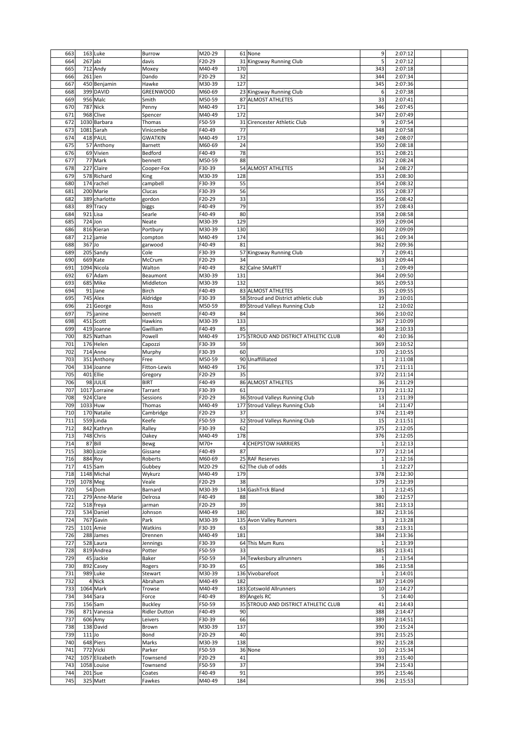| | | | | | | | | | |
|---|---|---|---|---|---|---|---|---|---|
| 663 | 163 | Luke | Burrow | M20-29 | 61 | None | 9 | 2:07:12 | |
| 664 | 267 | abi | davis | F20-29 | 31 | Kingsway Running Club | 5 | 2:07:12 | |
| 665 | 712 | Andy | Moxey | M40-49 | 170 | | 343 | 2:07:18 | |
| 666 | 261 | Jen | Dando | F20-29 | 32 | | 344 | 2:07:34 | |
| 667 | 450 | Benjamin | Hawke | M30-39 | 127 | | 345 | 2:07:36 | |
| 668 | 399 | DAVID | GREENWOOD | M60-69 | 23 | Kingsway Running Club | 6 | 2:07:38 | |
| 669 | 956 | Malc | Smith | M50-59 | 87 | ALMOST ATHLETES | 33 | 2:07:41 | |
| 670 | 787 | Nick | Penny | M40-49 | 171 | | 346 | 2:07:45 | |
| 671 | 968 | Clive | Spencer | M40-49 | 172 | | 347 | 2:07:49 | |
| 672 | 1030 | Barbara | Thomas | F50-59 | 31 | Cirencester Athletic Club | 9 | 2:07:54 | |
| 673 | 1081 | Sarah | Vinicombe | F40-49 | 77 | | 348 | 2:07:58 | |
| 674 | 418 | PAUL | GWATKIN | M40-49 | 173 | | 349 | 2:08:07 | |
| 675 | 57 | Anthony | Barnett | M60-69 | 24 | | 350 | 2:08:18 | |
| 676 | 69 | Vivien | Bedford | F40-49 | 78 | | 351 | 2:08:21 | |
| 677 | 77 | Mark | bennett | M50-59 | 88 | | 352 | 2:08:24 | |
| 678 | 227 | Claire | Cooper-Fox | F30-39 | 54 | ALMOST ATHLETES | 34 | 2:08:27 | |
| 679 | 578 | Richard | King | M30-39 | 128 | | 353 | 2:08:30 | |
| 680 | 174 | rachel | campbell | F30-39 | 55 | | 354 | 2:08:32 | |
| 681 | 200 | Marie | Clucas | F30-39 | 56 | | 355 | 2:08:37 | |
| 682 | 389 | charlotte | gordon | F20-29 | 33 | | 356 | 2:08:42 | |
| 683 | 89 | Tracy | biggs | F40-49 | 79 | | 357 | 2:08:43 | |
| 684 | 921 | Lisa | Searle | F40-49 | 80 | | 358 | 2:08:58 | |
| 685 | 724 | Jon | Neate | M30-39 | 129 | | 359 | 2:09:04 | |
| 686 | 816 | Kieran | Portbury | M30-39 | 130 | | 360 | 2:09:09 | |
| 687 | 212 | jamie | compton | M40-49 | 174 | | 361 | 2:09:34 | |
| 688 | 367 | Jo | garwood | F40-49 | 81 | | 362 | 2:09:36 | |
| 689 | 205 | Sandy | Cole | F30-39 | 57 | Kingsway Running Club | 7 | 2:09:41 | |
| 690 | 669 | Kate | McCrum | F20-29 | 34 | | 363 | 2:09:44 | |
| 691 | 1094 | Nicola | Walton | F40-49 | 82 | Calne SMaRTT | 1 | 2:09:49 | |
| 692 | 67 | Adam | Beaumont | M30-39 | 131 | | 364 | 2:09:50 | |
| 693 | 685 | Mike | Middleton | M30-39 | 132 | | 365 | 2:09:53 | |
| 694 | 91 | Jane | Birch | F40-49 | 83 | ALMOST ATHLETES | 35 | 2:09:55 | |
| 695 | 745 | Alex | Aldridge | F30-39 | 58 | Stroud and District athletic club | 39 | 2:10:01 | |
| 696 | 21 | George | Ross | M50-59 | 89 | Stroud Valleys Running Club | 12 | 2:10:02 | |
| 697 | 75 | janine | bennett | F40-49 | 84 | | 366 | 2:10:02 | |
| 698 | 451 | Scott | Hawkins | M30-39 | 133 | | 367 | 2:10:09 | |
| 699 | 419 | Joanne | Gwilliam | F40-49 | 85 | | 368 | 2:10:33 | |
| 700 | 825 | Nathan | Powell | M40-49 | 175 | STROUD AND DISTRICT ATHLETIC CLUB | 40 | 2:10:36 | |
| 701 | 176 | Helen | Capozzi | F30-39 | 59 | | 369 | 2:10:52 | |
| 702 | 714 | Anne | Murphy | F30-39 | 60 | | 370 | 2:10:55 | |
| 703 | 351 | Anthony | Free | M50-59 | 90 | Unaffilliated | 1 | 2:11:08 | |
| 704 | 334 | Joanne | Fitton-Lewis | M40-49 | 176 | | 371 | 2:11:11 | |
| 705 | 401 | Ellie | Gregory | F20-29 | 35 | | 372 | 2:11:14 | |
| 706 | 98 | JULIE | BIRT | F40-49 | 86 | ALMOST ATHLETES | 36 | 2:11:29 | |
| 707 | 1017 | Lorraine | Tarrant | F30-39 | 61 | | 373 | 2:11:32 | |
| 708 | 924 | Clare | Sessions | F20-29 | 36 | Stroud Valleys Running Club | 13 | 2:11:39 | |
| 709 | 1033 | Huw | Thomas | M40-49 | 177 | Stroud Valleys Running Club | 14 | 2:11:47 | |
| 710 | 170 | Natalie | Cambridge | F20-29 | 37 | | 374 | 2:11:49 | |
| 711 | 559 | Linda | Keefe | F50-59 | 32 | Stroud Valleys Running Club | 15 | 2:11:51 | |
| 712 | 842 | Kathryn | Ralley | F30-39 | 62 | | 375 | 2:12:05 | |
| 713 | 748 | Chris | Oakey | M40-49 | 178 | | 376 | 2:12:05 | |
| 714 | 87 | Bill | Bewg | M70+ | 4 | CHEPSTOW HARRIERS | 1 | 2:12:13 | |
| 715 | 380 | Lizzie | Gissane | F40-49 | 87 | | 377 | 2:12:14 | |
| 716 | 884 | Roy | Roberts | M60-69 | 25 | RAF Reserves | 1 | 2:12:16 | |
| 717 | 415 | Sam | Gubbey | M20-29 | 62 | The club of odds | 1 | 2:12:27 | |
| 718 | 1148 | Michal | Wykurz | M40-49 | 179 | | 378 | 2:12:30 | |
| 719 | 1078 | Meg | Veale | F20-29 | 38 | | 379 | 2:12:39 | |
| 720 | 54 | Dom | Barnard | M30-39 | 134 | GashTrck Bland | 1 | 2:12:45 | |
| 721 | 279 | Anne-Marie | Delrosa | F40-49 | 88 | | 380 | 2:12:57 | |
| 722 | 518 | freya | jarman | F20-29 | 39 | | 381 | 2:13:13 | |
| 723 | 534 | Daniel | Johnson | M40-49 | 180 | | 382 | 2:13:16 | |
| 724 | 767 | Gavin | Park | M30-39 | 135 | Avon Valley Runners | 3 | 2:13:28 | |
| 725 | 1101 | Amie | Watkins | F30-39 | 63 | | 383 | 2:13:31 | |
| 726 | 288 | James | Drennen | M40-49 | 181 | | 384 | 2:13:36 | |
| 727 | 528 | Laura | Jennings | F30-39 | 64 | This Mum Runs | 1 | 2:13:39 | |
| 728 | 819 | Andrea | Potter | F50-59 | 33 | | 385 | 2:13:41 | |
| 729 | 45 | Jackie | Baker | F50-59 | 34 | Tewkesbury allrunners | 1 | 2:13:54 | |
| 730 | 892 | Casey | Rogers | F30-39 | 65 | | 386 | 2:13:58 | |
| 731 | 989 | Luke | Stewart | M30-39 | 136 | Vivobarefoot | 1 | 2:14:01 | |
| 732 | 4 | Nick | Abraham | M40-49 | 182 | | 387 | 2:14:09 | |
| 733 | 1064 | Mark | Trowse | M40-49 | 183 | Cotswold Allrunners | 10 | 2:14:27 | |
| 734 | 344 | Sara | Force | F40-49 | 89 | Angels RC | 5 | 2:14:40 | |
| 735 | 156 | Sam | Buckley | F50-59 | 35 | STROUD AND DISTRICT ATHLETIC CLUB | 41 | 2:14:43 | |
| 736 | 871 | Vanessa | Ridler Dutton | F40-49 | 90 | | 388 | 2:14:47 | |
| 737 | 606 | Amy | Leivers | F30-39 | 66 | | 389 | 2:14:51 | |
| 738 | 138 | David | Brown | M30-39 | 137 | | 390 | 2:15:24 | |
| 739 | 111 | Jo | Bond | F20-29 | 40 | | 391 | 2:15:25 | |
| 740 | 648 | Piers | Marks | M30-39 | 138 | | 392 | 2:15:28 | |
| 741 | 772 | Vicki | Parker | F50-59 | 36 | None | 10 | 2:15:34 | |
| 742 | 1057 | Elizabeth | Townsend | F20-29 | 41 | | 393 | 2:15:40 | |
| 743 | 1058 | Louise | Townsend | F50-59 | 37 | | 394 | 2:15:43 | |
| 744 | 201 | Sue | Coates | F40-49 | 91 | | 395 | 2:15:46 | |
| 745 | 325 | Matt | Fawkes | M40-49 | 184 | | 396 | 2:15:53 | |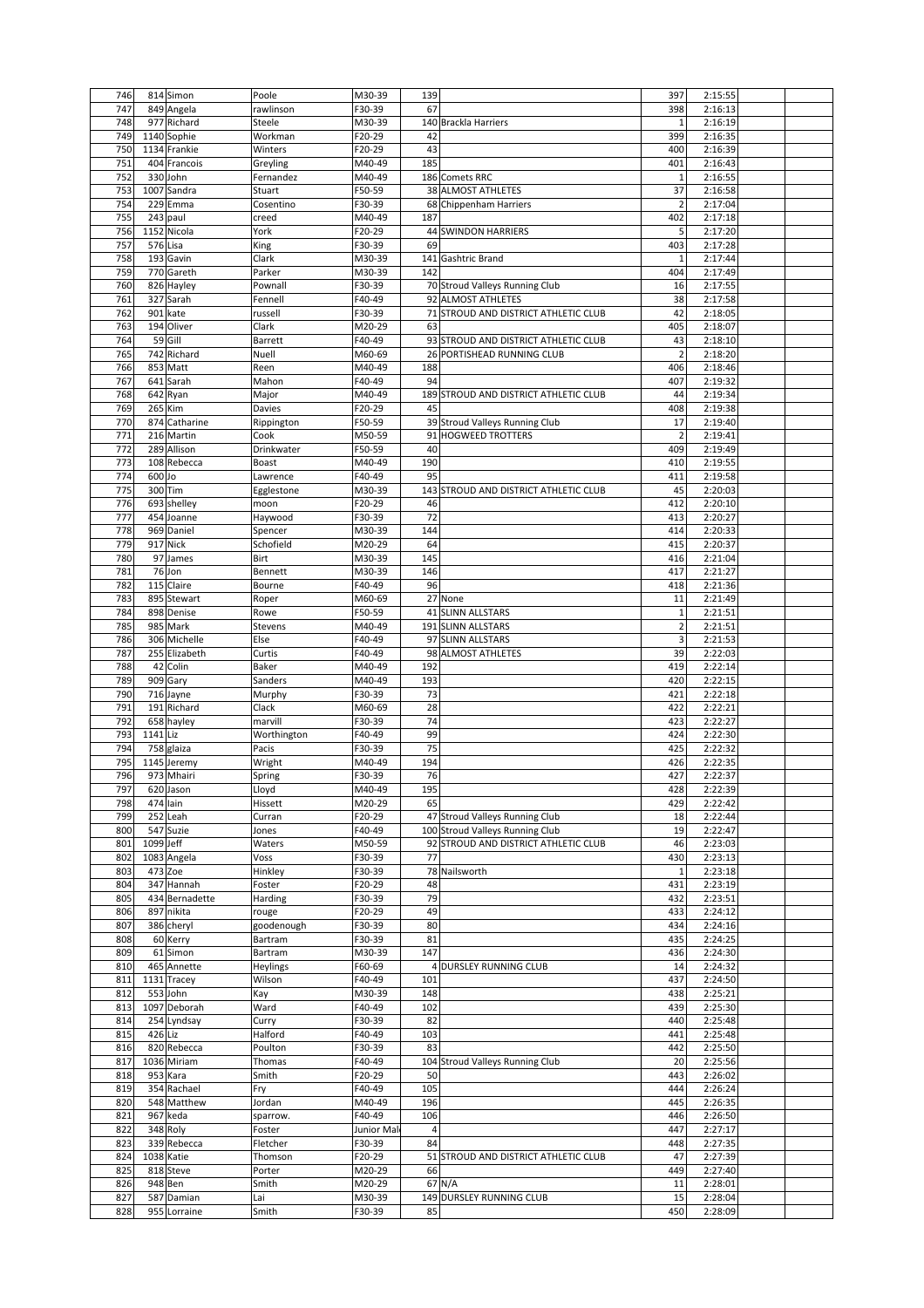| | | | | | | | | | | |
|---|---|---|---|---|---|---|---|---|---|---|
| 746 | 814 | Simon | Poole | M30-39 | 139 | | 397 | 2:15:55 | | |
| 747 | 849 | Angela | rawlinson | F30-39 | 67 | | 398 | 2:16:13 | | |
| 748 | 977 | Richard | Steele | M30-39 | 140 | Brackla Harriers | 1 | 2:16:19 | | |
| 749 | 1140 | Sophie | Workman | F20-29 | 42 | | 399 | 2:16:35 | | |
| 750 | 1134 | Frankie | Winters | F20-29 | 43 | | 400 | 2:16:39 | | |
| 751 | 404 | Francois | Greyling | M40-49 | 185 | | 401 | 2:16:43 | | |
| 752 | 330 | John | Fernandez | M40-49 | 186 | Comets RRC | 1 | 2:16:55 | | |
| 753 | 1007 | Sandra | Stuart | F50-59 | 38 | ALMOST ATHLETES | 37 | 2:16:58 | | |
| 754 | 229 | Emma | Cosentino | F30-39 | 68 | Chippenham Harriers | 2 | 2:17:04 | | |
| 755 | 243 | paul | creed | M40-49 | 187 | | 402 | 2:17:18 | | |
| 756 | 1152 | Nicola | York | F20-29 | 44 | SWINDON HARRIERS | 5 | 2:17:20 | | |
| 757 | 576 | Lisa | King | F30-39 | 69 | | 403 | 2:17:28 | | |
| 758 | 193 | Gavin | Clark | M30-39 | 141 | Gashtric Brand | 1 | 2:17:44 | | |
| 759 | 770 | Gareth | Parker | M30-39 | 142 | | 404 | 2:17:49 | | |
| 760 | 826 | Hayley | Pownall | F30-39 | 70 | Stroud Valleys Running Club | 16 | 2:17:55 | | |
| 761 | 327 | Sarah | Fennell | F40-49 | 92 | ALMOST ATHLETES | 38 | 2:17:58 | | |
| 762 | 901 | kate | russell | F30-39 | 71 | STROUD AND DISTRICT ATHLETIC CLUB | 42 | 2:18:05 | | |
| 763 | 194 | Oliver | Clark | M20-29 | 63 | | 405 | 2:18:07 | | |
| 764 | 59 | Gill | Barrett | F40-49 | 93 | STROUD AND DISTRICT ATHLETIC CLUB | 43 | 2:18:10 | | |
| 765 | 742 | Richard | Nuell | M60-69 | 26 | PORTISHEAD RUNNING CLUB | 2 | 2:18:20 | | |
| 766 | 853 | Matt | Reen | M40-49 | 188 | | 406 | 2:18:46 | | |
| 767 | 641 | Sarah | Mahon | F40-49 | 94 | | 407 | 2:19:32 | | |
| 768 | 642 | Ryan | Major | M40-49 | 189 | STROUD AND DISTRICT ATHLETIC CLUB | 44 | 2:19:34 | | |
| 769 | 265 | Kim | Davies | F20-29 | 45 | | 408 | 2:19:38 | | |
| 770 | 874 | Catharine | Rippington | F50-59 | 39 | Stroud Valleys Running Club | 17 | 2:19:40 | | |
| 771 | 216 | Martin | Cook | M50-59 | 91 | HOGWEED TROTTERS | 2 | 2:19:41 | | |
| 772 | 289 | Allison | Drinkwater | F50-59 | 40 | | 409 | 2:19:49 | | |
| 773 | 108 | Rebecca | Boast | M40-49 | 190 | | 410 | 2:19:55 | | |
| 774 | 600 | Jo | Lawrence | F40-49 | 95 | | 411 | 2:19:58 | | |
| 775 | 300 | Tim | Egglestone | M30-39 | 143 | STROUD AND DISTRICT ATHLETIC CLUB | 45 | 2:20:03 | | |
| 776 | 693 | shelley | moon | F20-29 | 46 | | 412 | 2:20:10 | | |
| 777 | 454 | Joanne | Haywood | F30-39 | 72 | | 413 | 2:20:27 | | |
| 778 | 969 | Daniel | Spencer | M30-39 | 144 | | 414 | 2:20:33 | | |
| 779 | 917 | Nick | Schofield | M20-29 | 64 | | 415 | 2:20:37 | | |
| 780 | 97 | James | Birt | M30-39 | 145 | | 416 | 2:21:04 | | |
| 781 | 76 | Jon | Bennett | M30-39 | 146 | | 417 | 2:21:27 | | |
| 782 | 115 | Claire | Bourne | F40-49 | 96 | | 418 | 2:21:36 | | |
| 783 | 895 | Stewart | Roper | M60-69 | 27 | None | 11 | 2:21:49 | | |
| 784 | 898 | Denise | Rowe | F50-59 | 41 | SLINN ALLSTARS | 1 | 2:21:51 | | |
| 785 | 985 | Mark | Stevens | M40-49 | 191 | SLINN ALLSTARS | 2 | 2:21:51 | | |
| 786 | 306 | Michelle | Else | F40-49 | 97 | SLINN ALLSTARS | 3 | 2:21:53 | | |
| 787 | 255 | Elizabeth | Curtis | F40-49 | 98 | ALMOST ATHLETES | 39 | 2:22:03 | | |
| 788 | 42 | Colin | Baker | M40-49 | 192 | | 419 | 2:22:14 | | |
| 789 | 909 | Gary | Sanders | M40-49 | 193 | | 420 | 2:22:15 | | |
| 790 | 716 | Jayne | Murphy | F30-39 | 73 | | 421 | 2:22:18 | | |
| 791 | 191 | Richard | Clack | M60-69 | 28 | | 422 | 2:22:21 | | |
| 792 | 658 | hayley | marvill | F30-39 | 74 | | 423 | 2:22:27 | | |
| 793 | 1141 | Liz | Worthington | F40-49 | 99 | | 424 | 2:22:30 | | |
| 794 | 758 | glaiza | Pacis | F30-39 | 75 | | 425 | 2:22:32 | | |
| 795 | 1145 | Jeremy | Wright | M40-49 | 194 | | 426 | 2:22:35 | | |
| 796 | 973 | Mhairi | Spring | F30-39 | 76 | | 427 | 2:22:37 | | |
| 797 | 620 | Jason | Lloyd | M40-49 | 195 | | 428 | 2:22:39 | | |
| 798 | 474 | Iain | Hissett | M20-29 | 65 | | 429 | 2:22:42 | | |
| 799 | 252 | Leah | Curran | F20-29 | 47 | Stroud Valleys Running Club | 18 | 2:22:44 | | |
| 800 | 547 | Suzie | Jones | F40-49 | 100 | Stroud Valleys Running Club | 19 | 2:22:47 | | |
| 801 | 1099 | Jeff | Waters | M50-59 | 92 | STROUD AND DISTRICT ATHLETIC CLUB | 46 | 2:23:03 | | |
| 802 | 1083 | Angela | Voss | F30-39 | 77 | | 430 | 2:23:13 | | |
| 803 | 473 | Zoe | Hinkley | F30-39 | 78 | Nailsworth | 1 | 2:23:18 | | |
| 804 | 347 | Hannah | Foster | F20-29 | 48 | | 431 | 2:23:19 | | |
| 805 | 434 | Bernadette | Harding | F30-39 | 79 | | 432 | 2:23:51 | | |
| 806 | 897 | nikita | rouge | F20-29 | 49 | | 433 | 2:24:12 | | |
| 807 | 386 | cheryl | goodenough | F30-39 | 80 | | 434 | 2:24:16 | | |
| 808 | 60 | Kerry | Bartram | F30-39 | 81 | | 435 | 2:24:25 | | |
| 809 | 61 | Simon | Bartram | M30-39 | 147 | | 436 | 2:24:30 | | |
| 810 | 465 | Annette | Heylings | F60-69 | 4 | DURSLEY RUNNING CLUB | 14 | 2:24:32 | | |
| 811 | 1131 | Tracey | Wilson | F40-49 | 101 | | 437 | 2:24:50 | | |
| 812 | 553 | John | Kay | M30-39 | 148 | | 438 | 2:25:21 | | |
| 813 | 1097 | Deborah | Ward | F40-49 | 102 | | 439 | 2:25:30 | | |
| 814 | 254 | Lyndsay | Curry | F30-39 | 82 | | 440 | 2:25:48 | | |
| 815 | 426 | Liz | Halford | F40-49 | 103 | | 441 | 2:25:48 | | |
| 816 | 820 | Rebecca | Poulton | F30-39 | 83 | | 442 | 2:25:50 | | |
| 817 | 1036 | Miriam | Thomas | F40-49 | 104 | Stroud Valleys Running Club | 20 | 2:25:56 | | |
| 818 | 953 | Kara | Smith | F20-29 | 50 | | 443 | 2:26:02 | | |
| 819 | 354 | Rachael | Fry | F40-49 | 105 | | 444 | 2:26:24 | | |
| 820 | 548 | Matthew | Jordan | M40-49 | 196 | | 445 | 2:26:35 | | |
| 821 | 967 | keda | sparrow. | F40-49 | 106 | | 446 | 2:26:50 | | |
| 822 | 348 | Roly | Foster | Junior Mal | 4 | | 447 | 2:27:17 | | |
| 823 | 339 | Rebecca | Fletcher | F30-39 | 84 | | 448 | 2:27:35 | | |
| 824 | 1038 | Katie | Thomson | F20-29 | 51 | STROUD AND DISTRICT ATHLETIC CLUB | 47 | 2:27:39 | | |
| 825 | 818 | Steve | Porter | M20-29 | 66 | | 449 | 2:27:40 | | |
| 826 | 948 | Ben | Smith | M20-29 | 67 | N/A | 11 | 2:28:01 | | |
| 827 | 587 | Damian | Lai | M30-39 | 149 | DURSLEY RUNNING CLUB | 15 | 2:28:04 | | |
| 828 | 955 | Lorraine | Smith | F30-39 | 85 | | 450 | 2:28:09 | | |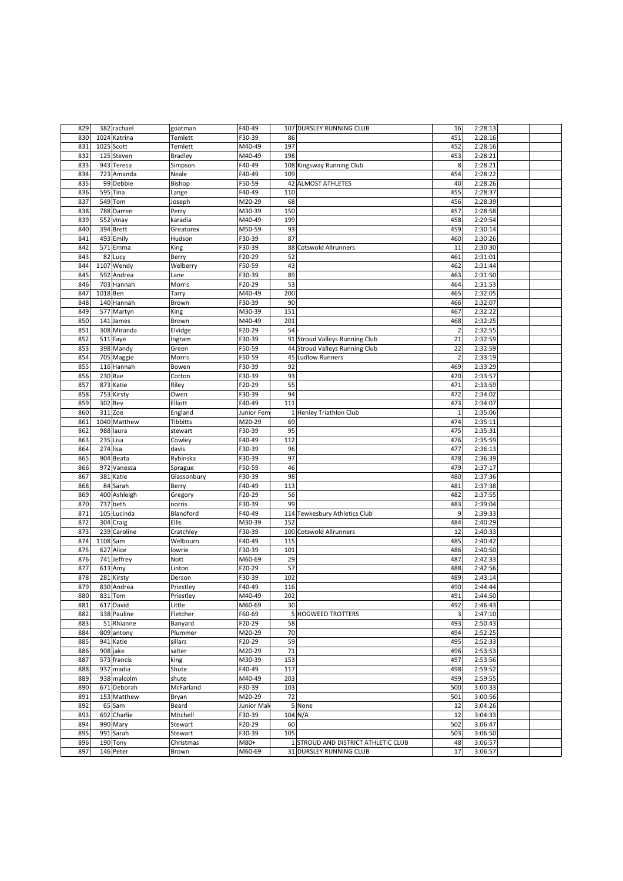| | | | | | | | | | | |
|---|---|---|---|---|---|---|---|---|---|---|
| 829 | 382 | rachael | goatman | F40-49 | 107 | DURSLEY RUNNING CLUB | 16 | 2:28:13 | | |
| 830 | 1024 | Katrina | Temlett | F30-39 | 86 | | 451 | 2:28:16 | | |
| 831 | 1025 | Scott | Temlett | M40-49 | 197 | | 452 | 2:28:16 | | |
| 832 | 125 | Steven | Bradley | M40-49 | 198 | | 453 | 2:28:21 | | |
| 833 | 943 | Teresa | Simpson | F40-49 | 108 | Kingsway Running Club | 8 | 2:28:21 | | |
| 834 | 723 | Amanda | Neale | F40-49 | 109 | | 454 | 2:28:22 | | |
| 835 | 99 | Debbie | Bishop | F50-59 | 42 | ALMOST ATHLETES | 40 | 2:28:26 | | |
| 836 | 595 | Tina | Lange | F40-49 | 110 | | 455 | 2:28:37 | | |
| 837 | 549 | Tom | Joseph | M20-29 | 68 | | 456 | 2:28:39 | | |
| 838 | 788 | Darren | Perry | M30-39 | 150 | | 457 | 2:28:58 | | |
| 839 | 552 | vinay | karadia | M40-49 | 199 | | 458 | 2:29:54 | | |
| 840 | 394 | Brett | Greatorex | M50-59 | 93 | | 459 | 2:30:14 | | |
| 841 | 493 | Emily | Hudson | F30-39 | 87 | | 460 | 2:30:26 | | |
| 842 | 571 | Emma | King | F30-39 | 88 | Cotswold Allrunners | 11 | 2:30:30 | | |
| 843 | 82 | Lucy | Berry | F20-29 | 52 | | 461 | 2:31:01 | | |
| 844 | 1107 | Wendy | Welberry | F50-59 | 43 | | 462 | 2:31:44 | | |
| 845 | 592 | Andrea | Lane | F30-39 | 89 | | 463 | 2:31:50 | | |
| 846 | 703 | Hannah | Morris | F20-29 | 53 | | 464 | 2:31:53 | | |
| 847 | 1018 | Ben | Tarry | M40-49 | 200 | | 465 | 2:32:05 | | |
| 848 | 140 | Hannah | Brown | F30-39 | 90 | | 466 | 2:32:07 | | |
| 849 | 577 | Martyn | King | M30-39 | 151 | | 467 | 2:32:22 | | |
| 850 | 141 | James | Brown | M40-49 | 201 | | 468 | 2:32:25 | | |
| 851 | 308 | Miranda | Elvidge | F20-29 | 54 | - | 2 | 2:32:55 | | |
| 852 | 511 | Faye | Ingram | F30-39 | 91 | Stroud Valleys Running Club | 21 | 2:32:59 | | |
| 853 | 398 | Mandy | Green | F50-59 | 44 | Stroud Valleys Running Club | 22 | 2:32:59 | | |
| 854 | 705 | Maggie | Morris | F50-59 | 45 | Ludlow Runners | 2 | 2:33:19 | | |
| 855 | 116 | Hannah | Bowen | F30-39 | 92 | | 469 | 2:33:29 | | |
| 856 | 230 | Rae | Cotton | F30-39 | 93 | | 470 | 2:33:57 | | |
| 857 | 873 | Katie | Riley | F20-29 | 55 | | 471 | 2:33:59 | | |
| 858 | 753 | Kirsty | Owen | F30-39 | 94 | | 472 | 2:34:02 | | |
| 859 | 302 | Bev | Elliott | F40-49 | 111 | | 473 | 2:34:07 | | |
| 860 | 311 | Zoe | England | Junior Fem | 1 | Henley Triathlon Club | 1 | 2:35:06 | | |
| 861 | 1040 | Matthew | Tibbitts | M20-29 | 69 | | 474 | 2:35:11 | | |
| 862 | 988 | laura | stewart | F30-39 | 95 | | 475 | 2:35:31 | | |
| 863 | 235 | Lisa | Cowley | F40-49 | 112 | | 476 | 2:35:59 | | |
| 864 | 274 | lisa | davis | F30-39 | 96 | | 477 | 2:36:13 | | |
| 865 | 904 | Beata | Rybinska | F30-39 | 97 | | 478 | 2:36:39 | | |
| 866 | 972 | Vanessa | Sprague | F50-59 | 46 | | 479 | 2:37:17 | | |
| 867 | 381 | Katie | Glassonbury | F30-39 | 98 | | 480 | 2:37:36 | | |
| 868 | 84 | Sarah | Berry | F40-49 | 113 | | 481 | 2:37:38 | | |
| 869 | 400 | Ashleigh | Gregory | F20-29 | 56 | | 482 | 2:37:55 | | |
| 870 | 737 | beth | norris | F30-39 | 99 | | 483 | 2:39:04 | | |
| 871 | 105 | Lucinda | Blandford | F40-49 | 114 | Tewkesbury Athletics Club | 9 | 2:39:33 | | |
| 872 | 304 | Craig | Ellis | M30-39 | 152 | | 484 | 2:40:29 | | |
| 873 | 239 | Caroline | Cratchley | F30-39 | 100 | Cotswold Allrunners | 12 | 2:40:33 | | |
| 874 | 1108 | Sam | Welbourn | F40-49 | 115 | | 485 | 2:40:42 | | |
| 875 | 627 | Alice | lowrie | F30-39 | 101 | | 486 | 2:40:50 | | |
| 876 | 741 | Jeffrey | Nott | M60-69 | 29 | | 487 | 2:42:33 | | |
| 877 | 613 | Amy | Linton | F20-29 | 57 | | 488 | 2:42:56 | | |
| 878 | 281 | Kirsty | Derson | F30-39 | 102 | | 489 | 2:43:14 | | |
| 879 | 830 | Andrea | Priestley | F40-49 | 116 | | 490 | 2:44:44 | | |
| 880 | 831 | Tom | Priestley | M40-49 | 202 | | 491 | 2:44:50 | | |
| 881 | 617 | David | Little | M60-69 | 30 | | 492 | 2:46:43 | | |
| 882 | 338 | Pauline | Fletcher | F60-69 | 5 | HOGWEED TROTTERS | 3 | 2:47:10 | | |
| 883 | 51 | Rhianne | Banyard | F20-29 | 58 | | 493 | 2:50:43 | | |
| 884 | 809 | antony | Plummer | M20-29 | 70 | | 494 | 2:52:25 | | |
| 885 | 941 | Katie | sillars | F20-29 | 59 | | 495 | 2:52:33 | | |
| 886 | 908 | jake | salter | M20-29 | 71 | | 496 | 2:53:53 | | |
| 887 | 573 | francis | king | M30-39 | 153 | | 497 | 2:53:56 | | |
| 888 | 937 | madia | Shute | F40-49 | 117 | | 498 | 2:59:52 | | |
| 889 | 938 | malcolm | shute | M40-49 | 203 | | 499 | 2:59:55 | | |
| 890 | 671 | Deborah | McFarland | F30-39 | 103 | | 500 | 3:00:33 | | |
| 891 | 153 | Matthew | Bryan | M20-29 | 72 | | 501 | 3:00:56 | | |
| 892 | 65 | Sam | Beard | Junior Mal | 5 | None | 12 | 3:04:26 | | |
| 893 | 692 | Charlie | Mitchell | F30-39 | 104 | N/A | 12 | 3:04:33 | | |
| 894 | 990 | Mary | Stewart | F20-29 | 60 | | 502 | 3:06:47 | | |
| 895 | 991 | Sarah | Stewart | F30-39 | 105 | | 503 | 3:06:50 | | |
| 896 | 190 | Tony | Christmas | M80+ | 1 | STROUD AND DISTRICT ATHLETIC CLUB | 48 | 3:06:57 | | |
| 897 | 146 | Peter | Brown | M60-69 | 31 | DURSLEY RUNNING CLUB | 17 | 3:06:57 | | |